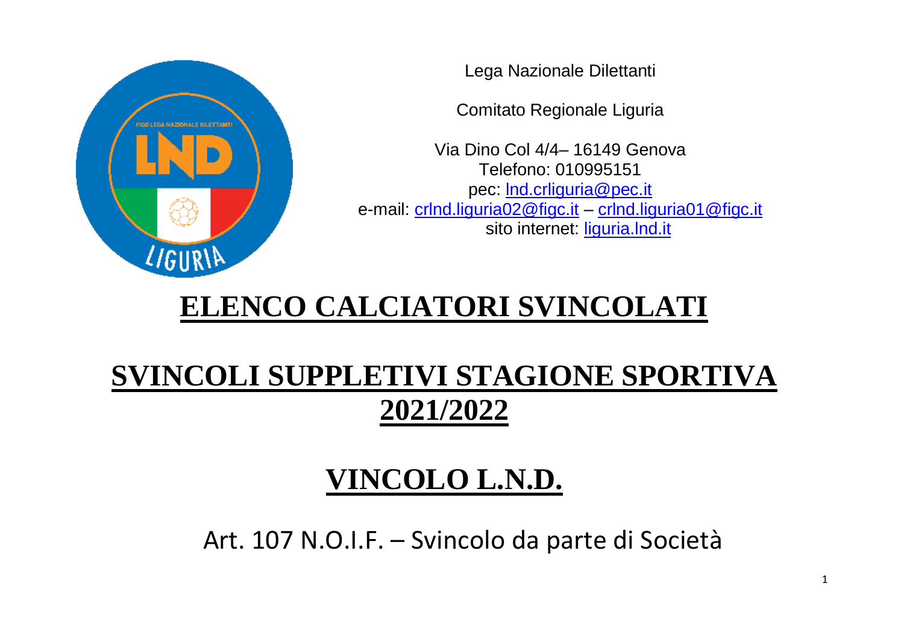Lega Nazionale Dilettanti

Comitato Regionale Liguria

Via Dino Col 4/4– 16149 Genova
Telefono: 010995151
pec: lnd.crliguria@pec.it
e-mail: crlnd.liguria02@figc.it – crlnd.liguria01@figc.it
sito internet: liguria.lnd.it

# ELENCO CALCIATORI SVINCOLATI

# SVINCOLI SUPPLETIVI STAGIONE SPORTIVA 2021/2022

# VINCOLO L.N.D.

Art. 107 N.O.I.F. – Svincolo da parte di Società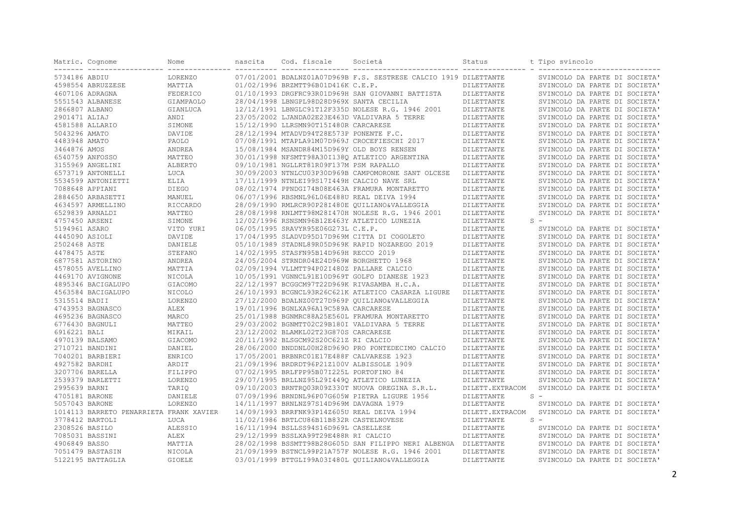| Matric. | Cognome | Nome | nascita | Cod. fiscale | Società | Status | t | Tipo svincolo |
|---|---|---|---|---|---|---|---|---|
| 5734186 | ABDIU | LORENZO | 07/01/2001 | BDALNZ01A07D969B | F.S. SESTRESE CALCIO 1919 | DILETTANTE | | SVINCOLO DA PARTE DI SOCIETA' |
| 4598554 | ABRUZZESE | MATTIA | 01/02/1996 | BRZMTT96B01D416K | C.E.P. | DILETTANTE | | SVINCOLO DA PARTE DI SOCIETA' |
| 4607106 | ADRAGNA | FEDERICO | 01/10/1993 | DRGFRC93R01D969H | SAN GIOVANNI BATTISTA | DILETTANTE | | SVINCOLO DA PARTE DI SOCIETA' |
| 5551543 | ALBANESE | GIAMPAOLO | 28/04/1998 | LBNGPL98D28D969X | SANTA CECILIA | DILETTANTE | | SVINCOLO DA PARTE DI SOCIETA' |
| 2866807 | ALBANO | GIANLUCA | 12/12/1991 | LBNGLC91T12F335D | NOLESE R.G. 1946 2001 | DILETTANTE | | SVINCOLO DA PARTE DI SOCIETA' |
| 2901471 | ALIAJ | ANDI | 23/05/2002 | LJANDA02E23E463D | VALDIVARA 5 TERRE | DILETTANTE | | SVINCOLO DA PARTE DI SOCIETA' |
| 4581588 | ALLARIO | SIMONE | 15/12/1990 | LLRSMN90T15I480R | CARCARESE | DILETTANTE | | SVINCOLO DA PARTE DI SOCIETA' |
| 5043296 | AMATO | DAVIDE | 28/12/1994 | MTADVD94T28E573P | PONENTE F.C. | DILETTANTE | | SVINCOLO DA PARTE DI SOCIETA' |
| 4483948 | AMATO | PAOLO | 07/08/1991 | MTAPLA91M07D969J | CROCEFIESCHI 2017 | DILETTANTE | | SVINCOLO DA PARTE DI SOCIETA' |
| 3464876 | AMOS | ANDREA | 15/08/1984 | MSANDR84M15D969Y | OLD BOYS RENSEN | DILETTANTE | | SVINCOLO DA PARTE DI SOCIETA' |
| 6540759 | ANFOSSO | MATTEO | 30/01/1998 | NFSMTT98A30I138Q | ATLETICO ARGENTINA | DILETTANTE | | SVINCOLO DA PARTE DI SOCIETA' |
| 3155969 | ANGELINI | ALBERTO | 09/10/1981 | NGLLRT81R09F137M | PSM RAPALLO | DILETTANTE | | SVINCOLO DA PARTE DI SOCIETA' |
| 6573719 | ANTONELLI | LUCA | 30/09/2003 | NTNLCU03P30D969B | CAMPOMORONE SANT OLCESE | DILETTANTE | | SVINCOLO DA PARTE DI SOCIETA' |
| 5534599 | ANTONIETTI | ELIA | 17/11/1999 | NTNLEI99S17I449H | CALCIO NAVE SRL | DILETTANTE | | SVINCOLO DA PARTE DI SOCIETA' |
| 7088648 | APPIANI | DIEGO | 08/02/1974 | PPNDGI74B08E463A | FRAMURA MONTARETTO | DILETTANTE | | SVINCOLO DA PARTE DI SOCIETA' |
| 2884650 | ARBASETTI | MANUEL | 06/07/1996 | RBSMNL96L06E488U | REAL DEIVA 1994 | DILETTANTE | | SVINCOLO DA PARTE DI SOCIETA' |
| 4634597 | ARMELLINO | RICCARDO | 28/09/1990 | RMLRCR90P28I480E | QUILIANO&VALLEGGIA | DILETTANTE | | SVINCOLO DA PARTE DI SOCIETA' |
| 6529839 | ARNALDI | MATTEO | 28/08/1998 | RNLMTT98M28I470H | NOLESE R.G. 1946 2001 | DILETTANTE | | SVINCOLO DA PARTE DI SOCIETA' |
| 4757450 | ARSENI | SIMONE | 12/02/1996 | RSNSMN96B12E463Y | ATLETICO LUNEZIA | DILETTANTE | S | - |
| 5194961 | ASARO | VITO YURI | 06/05/1995 | SRAVYR95E06G273L | C.E.P. | DILETTANTE | | SVINCOLO DA PARTE DI SOCIETA' |
| 4445090 | ASIOLI | DAVIDE | 17/04/1995 | SLADVD95D17D969M | CITTA DI COGOLETO | DILETTANTE | | SVINCOLO DA PARTE DI SOCIETA' |
| 2502468 | ASTE | DANIELE | 05/10/1989 | STADNL89R05D969K | RAPID NOZAREGO 2019 | DILETTANTE | | SVINCOLO DA PARTE DI SOCIETA' |
| 4478475 | ASTE | STEFANO | 14/02/1995 | STASFN95B14D969H | RECCO 2019 | DILETTANTE | | SVINCOLO DA PARTE DI SOCIETA' |
| 6877581 | ASTORINO | ANDREA | 24/05/2004 | STRNDR04E24D969W | BORGHETTO 1968 | DILETTANTE | | SVINCOLO DA PARTE DI SOCIETA' |
| 4578055 | AVELLINO | MATTIA | 02/09/1994 | VLLMTT94P02I480Z | PALLARE CALCIO | DILETTANTE | | SVINCOLO DA PARTE DI SOCIETA' |
| 4469170 | AVIGNONE | NICOLA | 10/05/1991 | VGNNCL91E10D969T | GOLFO DIANESE 1923 | DILETTANTE | | SVINCOLO DA PARTE DI SOCIETA' |
| 4895346 | BACIGALUPO | GIACOMO | 22/12/1997 | BCGGCM97T22D969K | RIVASAMBA H.C.A. | DILETTANTE | | SVINCOLO DA PARTE DI SOCIETA' |
| 4563584 | BACIGALUPO | NICOLO | 26/10/1993 | BCGNCL93R26C621K | ATLETICO CASARZA LIGURE | DILETTANTE | | SVINCOLO DA PARTE DI SOCIETA' |
| 5315514 | BADII | LORENZO | 27/12/2000 | BDALNZ00T27D969P | QUILIANO&VALLEGGIA | DILETTANTE | | SVINCOLO DA PARTE DI SOCIETA' |
| 4743953 | BAGNASCO | ALEX | 19/01/1996 | BGNLXA96A19C589A | CARCARESE | DILETTANTE | | SVINCOLO DA PARTE DI SOCIETA' |
| 4695236 | BAGNASCO | MARCO | 25/01/1988 | BGNMRC88A25E560L | FRAMURA MONTARETTO | DILETTANTE | | SVINCOLO DA PARTE DI SOCIETA' |
| 6776430 | BAGNULI | MATTEO | 29/03/2002 | BGNMTT02C29B180I | VALDIVARA 5 TERRE | DILETTANTE | | SVINCOLO DA PARTE DI SOCIETA' |
| 6916221 | BALI | MIKAIL | 23/12/2002 | BLAMKL02T23G870S | CARCARESE | DILETTANTE | | SVINCOLO DA PARTE DI SOCIETA' |
| 4970139 | BALSAMO | GIACOMO | 20/11/1992 | BLSGCM92S20C621Z | RI CALCIO | DILETTANTE | | SVINCOLO DA PARTE DI SOCIETA' |
| 2710721 | BANDINI | DANIEL | 28/06/2000 | BNDDNL00H28D969O | PRO PONTEDECIMO CALCIO | DILETTANTE | | SVINCOLO DA PARTE DI SOCIETA' |
| 7040201 | BARBIERI | ENRICO | 17/05/2001 | BRBNRC01E17E488F | CALVARESE 1923 | DILETTANTE | | SVINCOLO DA PARTE DI SOCIETA' |
| 4927582 | BARDHI | ARDIT | 21/09/1996 | BRDRDT96P21Z100V | ALBISSOLE 1909 | DILETTANTE | | SVINCOLO DA PARTE DI SOCIETA' |
| 3207706 | BARELLA | FILIPPO | 07/02/1995 | BRLFPP95B07I225L | PORTOFINO 84 | DILETTANTE | | SVINCOLO DA PARTE DI SOCIETA' |
| 2539379 | BARLETTI | LORENZO | 29/07/1995 | BRLLNZ95L29I449Q | ATLETICO LUNEZIA | DILETTANTE | | SVINCOLO DA PARTE DI SOCIETA' |
| 2995639 | BARNI | TARIQ | 09/10/2003 | BRNTRQ03R09Z330T | NUOVA OREGINA S.R.L. | DILETT.EXTRACOM | | SVINCOLO DA PARTE DI SOCIETA' |
| 4705181 | BARONE | DANIELE | 07/09/1996 | BRNDNL96P07G605W | PIETRA LIGURE 1956 | DILETTANTE | S | - |
| 5057043 | BARONE | LORENZO | 14/11/1997 | BRNLNZ97S14D969M | DAVAGNA 1979 | DILETTANTE | | SVINCOLO DA PARTE DI SOCIETA' |
| 1014113 | BARRETO PENARRIETA | FRANK XAVIER | 14/09/1993 | BRRFNK93P14Z605U | REAL DEIVA 1994 | DILETT.EXTRACOM | | SVINCOLO DA PARTE DI SOCIETA' |
| 3778412 | BARTOLI | LUCA | 11/02/1986 | BRTLCU86B11B832R | CASTELNOVESE | DILETTANTE | S | - |
| 2308526 | BASILO | ALESSIO | 16/11/1994 | BSLLSS94S16D969L | CASELLESE | DILETTANTE | | SVINCOLO DA PARTE DI SOCIETA' |
| 7085031 | BASSINI | ALEX | 29/12/1999 | BSSLXA99T29E488R | RI CALCIO | DILETTANTE | | SVINCOLO DA PARTE DI SOCIETA' |
| 4906849 | BASSO | MATTIA | 28/02/1998 | BSSMTT98B28G605D | SAN FILIPPO NERI ALBENGA | DILETTANTE | | SVINCOLO DA PARTE DI SOCIETA' |
| 7051479 | BASTASIN | NICOLA | 21/09/1999 | BSTNCL99P21A757F | NOLESE R.G. 1946 2001 | DILETTANTE | | SVINCOLO DA PARTE DI SOCIETA' |
| 5122195 | BATTAGLIA | GIOELE | 03/01/1999 | BTTGLI99A03I480L | QUILIANO&VALLEGGIA | DILETTANTE | | SVINCOLO DA PARTE DI SOCIETA' |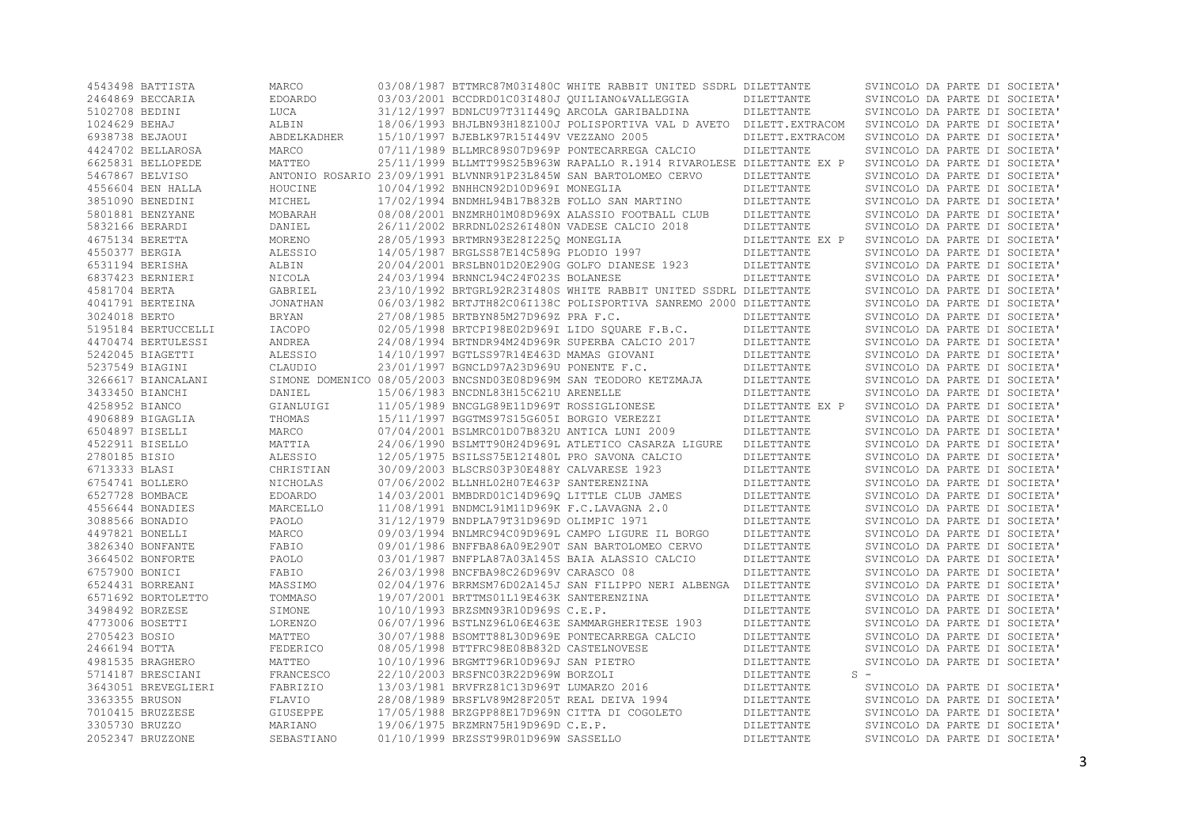| | | | | | | | |
|---|---|---|---|---|---|---|---|
| 4543498 | BATTISTA | MARCO | 03/08/1987 | BTTMRC87M03I480C | WHITE RABBIT UNITED SSDRL | DILETTANTE | SVINCOLO DA PARTE DI SOCIETA' |
| 2464869 | BECCARIA | EDOARDO | 03/03/2001 | BCCDRD01C03I480J | QUILIANO&VALLEGGIA | DILETTANTE | SVINCOLO DA PARTE DI SOCIETA' |
| 5102708 | BEDINI | LUCA | 31/12/1997 | BDNLCU97T31I449Q | ARCOLA GARIBALDINA | DILETTANTE | SVINCOLO DA PARTE DI SOCIETA' |
| 1024629 | BEHAJ | ALBIN | 18/06/1993 | BHJLBN93H18Z100J | POLISPORTIVA VAL D AVETO | DILETT.EXTRACOM | SVINCOLO DA PARTE DI SOCIETA' |
| 6938738 | BEJAOUI | ABDELKADHER | 15/10/1997 | BJEBLK97R15I449V | VEZZANO 2005 | DILETT.EXTRACOM | SVINCOLO DA PARTE DI SOCIETA' |
| 4424702 | BELLAROSA | MARCO | 07/11/1989 | BLLMRC89S07D969P | PONTECARREGA CALCIO | DILETTANTE | SVINCOLO DA PARTE DI SOCIETA' |
| 6625831 | BELLOPEDE | MATTEO | 25/11/1999 | BLLMTT99S25B963W | RAPALLO R.1914 RIVAROLESE | DILETTANTE EX P | SVINCOLO DA PARTE DI SOCIETA' |
| 5467867 | BELVISO | ANTONIO ROSARIO | 23/09/1991 | BLVNNR91P23L845W | SAN BARTOLOMEO CERVO | DILETTANTE | SVINCOLO DA PARTE DI SOCIETA' |
| 4556604 | BEN HALLA | HOUCINE | 10/04/1992 | BNHHCN92D10D969I | MONEGLIA | DILETTANTE | SVINCOLO DA PARTE DI SOCIETA' |
| 3851090 | BENEDINI | MICHEL | 17/02/1994 | BNDMHL94B17B832B | FOLLO SAN MARTINO | DILETTANTE | SVINCOLO DA PARTE DI SOCIETA' |
| 5801881 | BENZYANE | MOBARAH | 08/08/2001 | BNZMRH01M08D969X | ALASSIO FOOTBALL CLUB | DILETTANTE | SVINCOLO DA PARTE DI SOCIETA' |
| 5832166 | BERARDI | DANIEL | 26/11/2002 | BRRDNL02S26I480N | VADESE CALCIO 2018 | DILETTANTE | SVINCOLO DA PARTE DI SOCIETA' |
| 4675134 | BERETTA | MORENO | 28/05/1993 | BRTMRN93E28I225Q | MONEGLIA | DILETTANTE EX P | SVINCOLO DA PARTE DI SOCIETA' |
| 4550377 | BERGIA | ALESSIO | 14/05/1987 | BRGLSS87E14C589G | PLODIO 1997 | DILETTANTE | SVINCOLO DA PARTE DI SOCIETA' |
| 6531194 | BERISHA | ALBIN | 20/04/2001 | BRSLBN01D20E290G | GOLFO DIANESE 1923 | DILETTANTE | SVINCOLO DA PARTE DI SOCIETA' |
| 6837423 | BERNIERI | NICOLA | 24/03/1994 | BRNNCL94C24F023S | BOLANESE | DILETTANTE | SVINCOLO DA PARTE DI SOCIETA' |
| 4581704 | BERTA | GABRIEL | 23/10/1992 | BRTGRL92R23I480S | WHITE RABBIT UNITED SSDRL | DILETTANTE | SVINCOLO DA PARTE DI SOCIETA' |
| 4041791 | BERTEINA | JONATHAN | 06/03/1982 | BRTJTH82C06I138C | POLISPORTIVA SANREMO 2000 | DILETTANTE | SVINCOLO DA PARTE DI SOCIETA' |
| 3024018 | BERTO | BRYAN | 27/08/1985 | BRTBYN85M27D969Z | PRA F.C. | DILETTANTE | SVINCOLO DA PARTE DI SOCIETA' |
| 5195184 | BERTUCCELLI | IACOPO | 02/05/1998 | BRTCPI98E02D969I | LIDO SQUARE F.B.C. | DILETTANTE | SVINCOLO DA PARTE DI SOCIETA' |
| 4470474 | BERTULESSI | ANDREA | 24/08/1994 | BRTNDR94M24D969R | SUPERBA CALCIO 2017 | DILETTANTE | SVINCOLO DA PARTE DI SOCIETA' |
| 5242045 | BIAGETTI | ALESSIO | 14/10/1997 | BGTLSS97R14E463D | MAMAS GIOVANI | DILETTANTE | SVINCOLO DA PARTE DI SOCIETA' |
| 5237549 | BIAGINI | CLAUDIO | 23/01/1997 | BGNCLD97A23D969U | PONENTE F.C. | DILETTANTE | SVINCOLO DA PARTE DI SOCIETA' |
| 3266617 | BIANCALANI | SIMONE DOMENICO | 08/05/2003 | BNCSND03E08D969M | SAN TEODORO KETZMAJA | DILETTANTE | SVINCOLO DA PARTE DI SOCIETA' |
| 3433450 | BIANCHI | DANIEL | 15/06/1983 | BNCDNL83H15C621U | ARENELLE | DILETTANTE | SVINCOLO DA PARTE DI SOCIETA' |
| 4258952 | BIANCO | GIANLUIGI | 11/05/1989 | BNCGLG89E11D969T | ROSSIGLIONESE | DILETTANTE EX P | SVINCOLO DA PARTE DI SOCIETA' |
| 4906889 | BIGAGLIA | THOMAS | 15/11/1997 | BGGTMS97S15G605I | BORGIO VEREZZI | DILETTANTE | SVINCOLO DA PARTE DI SOCIETA' |
| 6504897 | BISELLI | MARCO | 07/04/2001 | BSLMRC01D07B832U | ANTICA LUNI 2009 | DILETTANTE | SVINCOLO DA PARTE DI SOCIETA' |
| 4522911 | BISELLO | MATTIA | 24/06/1990 | BSLMTT90H24D969L | ATLETICO CASARZA LIGURE | DILETTANTE | SVINCOLO DA PARTE DI SOCIETA' |
| 2780185 | BISIO | ALESSIO | 12/05/1975 | BSILSS75E12I480L | PRO SAVONA CALCIO | DILETTANTE | SVINCOLO DA PARTE DI SOCIETA' |
| 6713333 | BLASI | CHRISTIAN | 30/09/2003 | BLSCRS03P30E488Y | CALVARESE 1923 | DILETTANTE | SVINCOLO DA PARTE DI SOCIETA' |
| 6754741 | BOLLERO | NICHOLAS | 07/06/2002 | BLLNHL02H07E463P | SANTERENZINA | DILETTANTE | SVINCOLO DA PARTE DI SOCIETA' |
| 6527728 | BOMBACE | EDOARDO | 14/03/2001 | BMBDRD01C14D969Q | LITTLE CLUB JAMES | DILETTANTE | SVINCOLO DA PARTE DI SOCIETA' |
| 4556644 | BONADIES | MARCELLO | 11/08/1991 | BNDMCL91M11D969K | F.C.LAVAGNA 2.0 | DILETTANTE | SVINCOLO DA PARTE DI SOCIETA' |
| 3088566 | BONADIO | PAOLO | 31/12/1979 | BNDPLA79T31D969D | OLIMPIC 1971 | DILETTANTE | SVINCOLO DA PARTE DI SOCIETA' |
| 4497821 | BONELLI | MARCO | 09/03/1994 | BNLMRC94C09D969L | CAMPO LIGURE IL BORGO | DILETTANTE | SVINCOLO DA PARTE DI SOCIETA' |
| 3826340 | BONFANTE | FABIO | 09/01/1986 | BNFFBA86A09E290T | SAN BARTOLOMEO CERVO | DILETTANTE | SVINCOLO DA PARTE DI SOCIETA' |
| 3664502 | BONFORTE | PAOLO | 03/01/1987 | BNFPLA87A03A145S | BAIA ALASSIO CALCIO | DILETTANTE | SVINCOLO DA PARTE DI SOCIETA' |
| 6757900 | BONICI | FABIO | 26/03/1998 | BNCFBA98C26D969V | CARASCO 08 | DILETTANTE | SVINCOLO DA PARTE DI SOCIETA' |
| 6524431 | BORREANI | MASSIMO | 02/04/1976 | BRRMSM76D02A145J | SAN FILIPPO NERI ALBENGA | DILETTANTE | SVINCOLO DA PARTE DI SOCIETA' |
| 6571692 | BORTOLETTO | TOMMASO | 19/07/2001 | BRTTMS01L19E463K | SANTERENZINA | DILETTANTE | SVINCOLO DA PARTE DI SOCIETA' |
| 3498492 | BORZESE | SIMONE | 10/10/1993 | BRZSMN93R10D969S | C.E.P. | DILETTANTE | SVINCOLO DA PARTE DI SOCIETA' |
| 4773006 | BOSETTI | LORENZO | 06/07/1996 | BSTLNZ96L06E463E | SAMMARGHERITESE 1903 | DILETTANTE | SVINCOLO DA PARTE DI SOCIETA' |
| 2705423 | BOSIO | MATTEO | 30/07/1988 | BSOMTT88L30D969E | PONTECARREGA CALCIO | DILETTANTE | SVINCOLO DA PARTE DI SOCIETA' |
| 2466194 | BOTTA | FEDERICO | 08/05/1998 | BTTFRC98E08B832D | CASTELNOVESE | DILETTANTE | SVINCOLO DA PARTE DI SOCIETA' |
| 4981535 | BRAGHERO | MATTEO | 10/10/1996 | BRGMTT96R10D969J | SAN PIETRO | DILETTANTE | SVINCOLO DA PARTE DI SOCIETA' |
| 5714187 | BRESCIANI | FRANCESCO | 22/10/2003 | BRSFNC03R22D969W | BORZOLI | DILETTANTE | S - |
| 3643051 | BREVEGLIERI | FABRIZIO | 13/03/1981 | BRVFRZ81C13D969T | LUMARZO 2016 | DILETTANTE | SVINCOLO DA PARTE DI SOCIETA' |
| 3363355 | BRUSON | FLAVIO | 28/08/1989 | BRSFLV89M28F205T | REAL DEIVA 1994 | DILETTANTE | SVINCOLO DA PARTE DI SOCIETA' |
| 7010415 | BRUZZESE | GIUSEPPE | 17/05/1988 | BRZGPP88E17D969N | CITTA DI COGOLETO | DILETTANTE | SVINCOLO DA PARTE DI SOCIETA' |
| 3305730 | BRUZZO | MARIANO | 19/06/1975 | BRZMRN75H19D969D | C.E.P. | DILETTANTE | SVINCOLO DA PARTE DI SOCIETA' |
| 2052347 | BRUZZONE | SEBASTIANO | 01/10/1999 | BRZSST99R01D969W | SASSELLO | DILETTANTE | SVINCOLO DA PARTE DI SOCIETA' |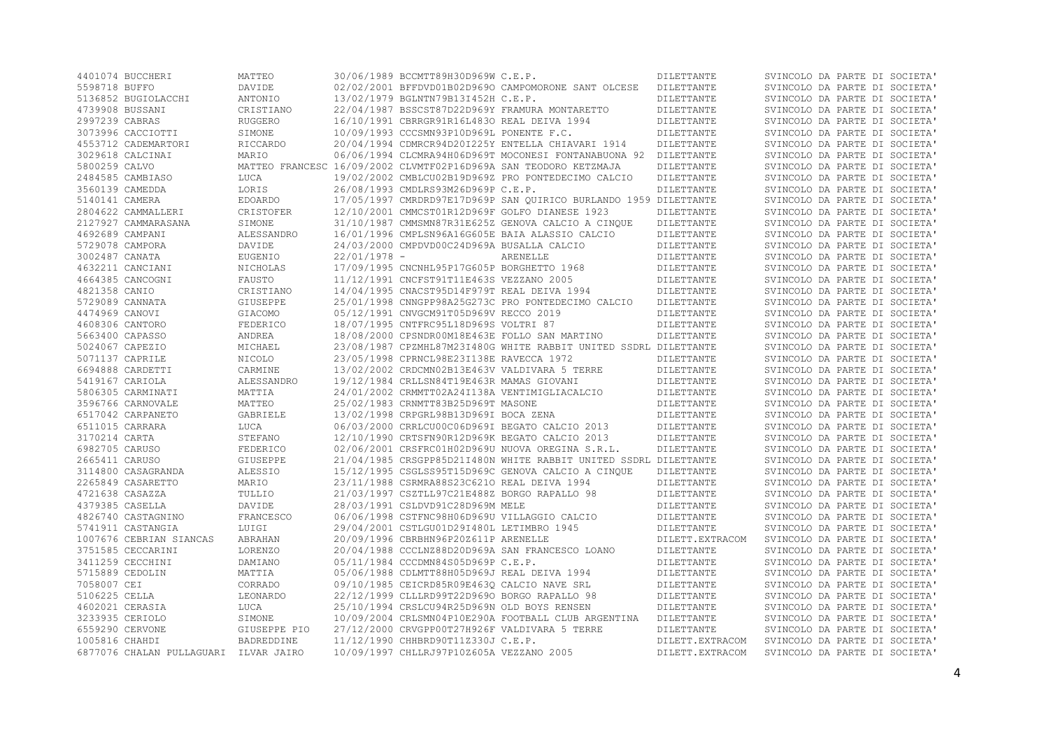| | | | | | | | |
|---|---|---|---|---|---|---|---|
| 4401074 | BUCCHERI | MATTEO | 30/06/1989 | BCCMTT89H30D969W | C.E.P. | DILETTANTE | SVINCOLO DA PARTE DI SOCIETA' |
| 5598718 | BUFFO | DAVIDE | 02/02/2001 | BFFDVD01B02D969O | CAMPOMORONE SANT OLCESE | DILETTANTE | SVINCOLO DA PARTE DI SOCIETA' |
| 5136852 | BUGIOLACCHI | ANTONIO | 13/02/1979 | BGLNTN79B13I452H | C.E.P. | DILETTANTE | SVINCOLO DA PARTE DI SOCIETA' |
| 4739908 | BUSSANI | CRISTIANO | 22/04/1987 | BSSCST87D22D969Y | FRAMURA MONTARETTO | DILETTANTE | SVINCOLO DA PARTE DI SOCIETA' |
| 2997239 | CABRAS | RUGGERO | 16/10/1991 | CBRRGR91R16L483O | REAL DEIVA 1994 | DILETTANTE | SVINCOLO DA PARTE DI SOCIETA' |
| 3073996 | CACCIOTTI | SIMONE | 10/09/1993 | CCCSMN93P10D969L | PONENTE F.C. | DILETTANTE | SVINCOLO DA PARTE DI SOCIETA' |
| 4553712 | CADEMARTORI | RICCARDO | 20/04/1994 | CDMRCR94D20I225Y | ENTELLA CHIAVARI 1914 | DILETTANTE | SVINCOLO DA PARTE DI SOCIETA' |
| 3029618 | CALCINAI | MARIO | 06/06/1994 | CLCMRA94H06D969T | MOCONESI FONTANABUONA 92 | DILETTANTE | SVINCOLO DA PARTE DI SOCIETA' |
| 5800259 | CALVO | MATTEO FRANCESC | 16/09/2002 | CLVMTF02P16D969A | SAN TEODORO KETZMAJA | DILETTANTE | SVINCOLO DA PARTE DI SOCIETA' |
| 2484585 | CAMBIASO | LUCA | 19/02/2002 | CMBLCU02B19D969Z | PRO PONTEDECIMO CALCIO | DILETTANTE | SVINCOLO DA PARTE DI SOCIETA' |
| 3560139 | CAMEDDA | LORIS | 26/08/1993 | CMDLRS93M26D969P | C.E.P. | DILETTANTE | SVINCOLO DA PARTE DI SOCIETA' |
| 5140141 | CAMERA | EDOARDO | 17/05/1997 | CMRDRD97E17D969P | SAN QUIRICO BURLANDO 1959 | DILETTANTE | SVINCOLO DA PARTE DI SOCIETA' |
| 2804622 | CAMMALLERI | CRISTOFER | 12/10/2001 | CMMCST01R12D969F | GOLFO DIANESE 1923 | DILETTANTE | SVINCOLO DA PARTE DI SOCIETA' |
| 2127927 | CAMMARASANA | SIMONE | 31/10/1987 | CMMSMN87R31E625Z | GENOVA CALCIO A CINQUE | DILETTANTE | SVINCOLO DA PARTE DI SOCIETA' |
| 4692689 | CAMPANI | ALESSANDRO | 16/01/1996 | CMPLSN96A16G605E | BAIA ALASSIO CALCIO | DILETTANTE | SVINCOLO DA PARTE DI SOCIETA' |
| 5729078 | CAMPORA | DAVIDE | 24/03/2000 | CMPDVD00C24D969A | BUSALLA CALCIO | DILETTANTE | SVINCOLO DA PARTE DI SOCIETA' |
| 3002487 | CANATA | EUGENIO | 22/01/1978 | - | ARENELLE | DILETTANTE | SVINCOLO DA PARTE DI SOCIETA' |
| 4632211 | CANCIANI | NICHOLAS | 17/09/1995 | CNCNHL95P17G605P | BORGHETTO 1968 | DILETTANTE | SVINCOLO DA PARTE DI SOCIETA' |
| 4664385 | CANCOGNI | FAUSTO | 11/12/1991 | CNCFST91T11E463S | VEZZANO 2005 | DILETTANTE | SVINCOLO DA PARTE DI SOCIETA' |
| 4821358 | CANIO | CRISTIANO | 14/04/1995 | CNACST95D14F979T | REAL DEIVA 1994 | DILETTANTE | SVINCOLO DA PARTE DI SOCIETA' |
| 5729089 | CANNATA | GIUSEPPE | 25/01/1998 | CNNGPP98A25G273C | PRO PONTEDECIMO CALCIO | DILETTANTE | SVINCOLO DA PARTE DI SOCIETA' |
| 4474969 | CANOVI | GIACOMO | 05/12/1991 | CNVGCM91T05D969V | RECCO 2019 | DILETTANTE | SVINCOLO DA PARTE DI SOCIETA' |
| 4608306 | CANTORO | FEDERICO | 18/07/1995 | CNTFRC95L18D969S | VOLTRI 87 | DILETTANTE | SVINCOLO DA PARTE DI SOCIETA' |
| 5663400 | CAPASSO | ANDREA | 18/08/2000 | CPSNDR00M18E463E | FOLLO SAN MARTINO | DILETTANTE | SVINCOLO DA PARTE DI SOCIETA' |
| 5024067 | CAPEZIO | MICHAEL | 23/08/1987 | CPZMHL87M23I480G | WHITE RABBIT UNITED SSDRL | DILETTANTE | SVINCOLO DA PARTE DI SOCIETA' |
| 5071137 | CAPRILE | NICOLO | 23/05/1998 | CPRNCL98E23I138E | RAVECCA 1972 | DILETTANTE | SVINCOLO DA PARTE DI SOCIETA' |
| 6694888 | CARDETTI | CARMINE | 13/02/2002 | CRDCMN02B13E463V | VALDIVARA 5 TERRE | DILETTANTE | SVINCOLO DA PARTE DI SOCIETA' |
| 5419167 | CARIOLA | ALESSANDRO | 19/12/1984 | CRLLSN84T19E463R | MAMAS GIOVANI | DILETTANTE | SVINCOLO DA PARTE DI SOCIETA' |
| 5806305 | CARMINATI | MATTIA | 24/01/2002 | CRMMTT02A24I138A | VENTIMIGLIACALCIO | DILETTANTE | SVINCOLO DA PARTE DI SOCIETA' |
| 3596766 | CARNOVALE | MATTEO | 25/02/1983 | CRNMTT83B25D969T | MASONE | DILETTANTE | SVINCOLO DA PARTE DI SOCIETA' |
| 6517042 | CARPANETO | GABRIELE | 13/02/1998 | CRPGRL98B13D969I | BOCA ZENA | DILETTANTE | SVINCOLO DA PARTE DI SOCIETA' |
| 6511015 | CARRARA | LUCA | 06/03/2000 | CRRLCU00C06D969I | BEGATO CALCIO 2013 | DILETTANTE | SVINCOLO DA PARTE DI SOCIETA' |
| 3170214 | CARTA | STEFANO | 12/10/1990 | CRTSFN90R12D969K | BEGATO CALCIO 2013 | DILETTANTE | SVINCOLO DA PARTE DI SOCIETA' |
| 6982705 | CARUSO | FEDERICO | 02/06/2001 | CRSFRC01H02D969U | NUOVA OREGINA S.R.L. | DILETTANTE | SVINCOLO DA PARTE DI SOCIETA' |
| 2665411 | CARUSO | GIUSEPPE | 21/04/1985 | CRSGPP85D21I480N | WHITE RABBIT UNITED SSDRL | DILETTANTE | SVINCOLO DA PARTE DI SOCIETA' |
| 3114800 | CASAGRANDA | ALESSIO | 15/12/1995 | CSGLSS95T15D969C | GENOVA CALCIO A CINQUE | DILETTANTE | SVINCOLO DA PARTE DI SOCIETA' |
| 2265849 | CASARETTO | MARIO | 23/11/1988 | CSRMRA88S23C621O | REAL DEIVA 1994 | DILETTANTE | SVINCOLO DA PARTE DI SOCIETA' |
| 4721638 | CASAZZA | TULLIO | 21/03/1997 | CSZTLL97C21E488Z | BORGO RAPALLO 98 | DILETTANTE | SVINCOLO DA PARTE DI SOCIETA' |
| 4379385 | CASELLA | DAVIDE | 28/03/1991 | CSLDVD91C28D969M | MELE | DILETTANTE | SVINCOLO DA PARTE DI SOCIETA' |
| 4826740 | CASTAGNINO | FRANCESCO | 06/06/1998 | CSTFNC98H06D969U | VILLAGGIO CALCIO | DILETTANTE | SVINCOLO DA PARTE DI SOCIETA' |
| 5741911 | CASTANGIA | LUIGI | 29/04/2001 | CSTLGU01D29I480L | LETIMBRO 1945 | DILETTANTE | SVINCOLO DA PARTE DI SOCIETA' |
| 1007676 | CEBRIAN SIANCAS | ABRAHAN | 20/09/1996 | CBRBHN96P20Z611P | ARENELLE | DILETT.EXTRACOM | SVINCOLO DA PARTE DI SOCIETA' |
| 3751585 | CECCARINI | LORENZO | 20/04/1988 | CCCLNZ88D20D969A | SAN FRANCESCO LOANO | DILETTANTE | SVINCOLO DA PARTE DI SOCIETA' |
| 3411259 | CECCHINI | DAMIANO | 05/11/1984 | CCCDMN84S05D969P | C.E.P. | DILETTANTE | SVINCOLO DA PARTE DI SOCIETA' |
| 5715889 | CEDOLIN | MATTIA | 05/06/1988 | CDLMTT88H05D969J | REAL DEIVA 1994 | DILETTANTE | SVINCOLO DA PARTE DI SOCIETA' |
| 7058007 | CEI | CORRADO | 09/10/1985 | CEICRD85R09E463Q | CALCIO NAVE SRL | DILETTANTE | SVINCOLO DA PARTE DI SOCIETA' |
| 5106225 | CELLA | LEONARDO | 22/12/1999 | CLLLRD99T22D969O | BORGO RAPALLO 98 | DILETTANTE | SVINCOLO DA PARTE DI SOCIETA' |
| 4602021 | CERASIA | LUCA | 25/10/1994 | CRSLCU94R25D969N | OLD BOYS RENSEN | DILETTANTE | SVINCOLO DA PARTE DI SOCIETA' |
| 3233935 | CERIOLO | SIMONE | 10/09/2004 | CRLSMN04P10E290A | FOOTBALL CLUB ARGENTINA | DILETTANTE | SVINCOLO DA PARTE DI SOCIETA' |
| 6559290 | CERVONE | GIUSEPPE PIO | 27/12/2000 | CRVGPP00T27H926F | VALDIVARA 5 TERRE | DILETTANTE | SVINCOLO DA PARTE DI SOCIETA' |
| 1005816 | CHAHDI | BADREDDINE | 11/12/1990 | CHHBRD90T11Z330J | C.E.P. | DILETT.EXTRACOM | SVINCOLO DA PARTE DI SOCIETA' |
| 6877076 | CHALAN PULLAGUARI | ILVAR JAIRO | 10/09/1997 | CHLLRJ97P10Z605A | VEZZANO 2005 | DILETT.EXTRACOM | SVINCOLO DA PARTE DI SOCIETA' |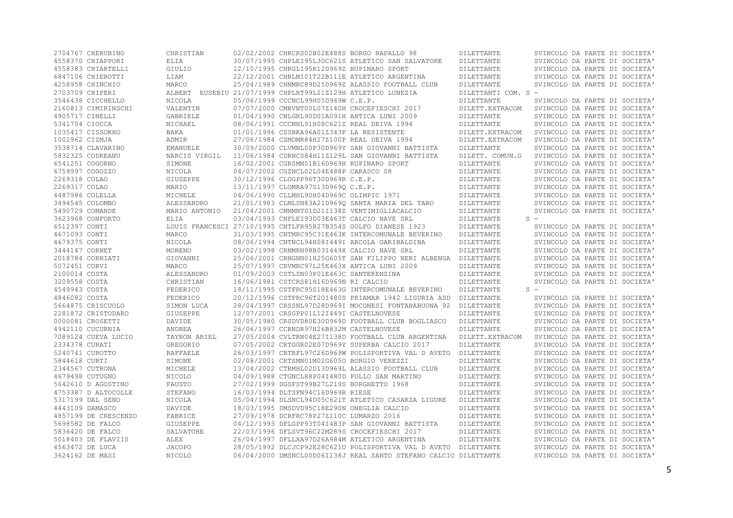| | | | | | | | |
|---|---|---|---|---|---|---|---|
| 2704767 | CHERUBINO | CHRISTIAN | 02/02/2002 | CHRCRS02B02E488S | BORGO RAPALLO 98 | DILETTANTE | SVINCOLO DA PARTE DI SOCIETA' |
| 4558370 | CHIAPPORI | ELIA | 30/07/1995 | CHPLEI95L30C621S | ATLETICO SAN SALVATORE | DILETTANTE | SVINCOLO DA PARTE DI SOCIETA' |
| 4558383 | CHIARTELLI | GIULIO | 12/10/1995 | CHRGLI95R12D969Z | RUPINARO SPORT | DILETTANTE | SVINCOLO DA PARTE DI SOCIETA' |
| 6847106 | CHIEROTTI | LIAM | 22/12/2001 | CHRLMI01T22B111E | ATLETICO ARGENTINA | DILETTANTE | SVINCOLO DA PARTE DI SOCIETA' |
| 4258958 | CHINCHIO | MARCO | 25/04/1989 | CHNMRC89D25D969Z | ALASSIO FOOTBALL CLUB | DILETTANTE | SVINCOLO DA PARTE DI SOCIETA' |
| 2703709 | CHIPERI | ALBERT EUSEBIU | 21/07/1999 | CHPLRT99L21Z129H | ATLETICO LUNEZIA | DILETTANTI COM. S | - |
| 3546438 | CICCHELLO | NICOLA | 05/06/1999 | CCCNCL99H05D969W | C.E.P. | DILETTANTE | SVINCOLO DA PARTE DI SOCIETA' |
| 2160813 | CIMIRINSCHI | VALENTIN | 07/07/2000 | CMRVNT00L07Z140H | CROCEFIESCHI 2017 | DILETT.EXTRACOM | SVINCOLO DA PARTE DI SOCIETA' |
| 4905717 | CINELLI | GABRIELE | 01/04/1990 | CNLGRL90D01A091H | ANTICA LUNI 2009 | DILETTANTE | SVINCOLO DA PARTE DI SOCIETA' |
| 5341704 | CIOCCA | MICHAEL | 08/06/1991 | CCCMHL91H08C621Z | REAL DEIVA 1994 | DILETTANTE | SVINCOLO DA PARTE DI SOCIETA' |
| 1035417 | CISSOKHO | BAKA | 01/01/1996 | CSSBKA96A01Z343F | LA RESISTENTE | DILETT.EXTRACOM | SVINCOLO DA PARTE DI SOCIETA' |
| 1002962 | CIZMJA | ADMIR | 27/06/1984 | CZMDMR84H27Z100P | REAL DEIVA 1994 | DILETT.EXTRACOM | SVINCOLO DA PARTE DI SOCIETA' |
| 3538714 | CLAVARINO | EMANUELE | 30/09/2000 | CLVMNL00P30D969Y | SAN GIOVANNI BATTISTA | DILETTANTE | SVINCOLO DA PARTE DI SOCIETA' |
| 5832325 | CODREANU | NARCIS VIRGIL | 11/06/1984 | CDRNCS84H11Z129L | SAN GIOVANNI BATTISTA | DILETT. COMUN.G | SVINCOLO DA PARTE DI SOCIETA' |
| 6541251 | COGORNO | SIMONE | 16/02/2001 | CGRSMN01B16D969H | RUPINARO SPORT | DILETTANTE | SVINCOLO DA PARTE DI SOCIETA' |
| 6759997 | COGOZZO | NICOLA | 04/07/2002 | CGZNCL02L04E488P | CARASCO 08 | DILETTANTE | SVINCOLO DA PARTE DI SOCIETA' |
| 2269318 | COLAO | GIUSEPPE | 30/12/1996 | CLOGPP96T30D969R | C.E.P. | DILETTANTE | SVINCOLO DA PARTE DI SOCIETA' |
| 2269317 | COLAO | MARIO | 13/11/1997 | CLOMRA97S13D969Q | C.E.P. | DILETTANTE | SVINCOLO DA PARTE DI SOCIETA' |
| 4487986 | COLELLA | MICHELE | 04/06/1990 | CLLMHL90H04D969C | OLIMPIC 1971 | DILETTANTE | SVINCOLO DA PARTE DI SOCIETA' |
| 3494545 | COLOMBO | ALESSANDRO | 21/01/1983 | CLMLSN83A21D969Q | SANTA MARIA DEL TARO | DILETTANTE | SVINCOLO DA PARTE DI SOCIETA' |
| 5490729 | COMANDE | MARIO ANTONIO | 21/04/2001 | CMNMNT01D21I138Z | VENTIMIGLIACALCIO | DILETTANTE | SVINCOLO DA PARTE DI SOCIETA' |
| 3623968 | CONFORTO | ELIA | 03/04/1993 | CNFLEI93D03E463T | CALCIO NAVE SRL | DILETTANTE | S - |
| 6512397 | CONTI | LOUIS FRANCESCI | 27/10/1995 | CNTLFR95R27B354S | GOLFO DIANESE 1923 | DILETTANTE | SVINCOLO DA PARTE DI SOCIETA' |
| 4671093 | CONTI | MARCO | 31/03/1995 | CNTMRC95C31E463K | INTERCOMUNALE BEVERINO | DILETTANTE | SVINCOLO DA PARTE DI SOCIETA' |
| 4679375 | CONTI | NICOLA | 08/06/1994 | CNTNCL94H08I449I | ARCOLA GARIBALDINA | DILETTANTE | SVINCOLO DA PARTE DI SOCIETA' |
| 3444147 | CORNET | MORENO | 03/02/1998 | CRNMRN98B03I449X | CALCIO NAVE SRL | DILETTANTE | SVINCOLO DA PARTE DI SOCIETA' |
| 2018784 | CORNIATI | GIOVANNI | 25/06/2001 | CRNGNN01H25G605T | SAN FILIPPO NERI ALBENGA | DILETTANTE | SVINCOLO DA PARTE DI SOCIETA' |
| 5072451 | CORVI | MARCO | 25/07/1997 | CRVMRC97L25E463X | ANTICA LUNI 2009 | DILETTANTE | SVINCOLO DA PARTE DI SOCIETA' |
| 2100014 | COSTA | ALESSANDRO | 01/09/2003 | CSTLSN03P01E463C | SANTERENZINA | DILETTANTE | SVINCOLO DA PARTE DI SOCIETA' |
| 3209558 | COSTA | CHRISTIAN | 16/06/1981 | CSTCRS81H16D969N | RI CALCIO | DILETTANTE | SVINCOLO DA PARTE DI SOCIETA' |
| 4549943 | COSTA | FEDERICO | 18/11/1995 | CSTFRC95S18E463G | INTERCOMUNALE BEVERINO | DILETTANTE | S - |
| 4846082 | COSTA | FEDERICO | 20/12/1996 | CSTFRC96T20I480S | PRIAMAR 1942 LIGURIA ASD | DILETTANTE | SVINCOLO DA PARTE DI SOCIETA' |
| 5664875 | CRISCUOLO | SIMON LUCA | 28/04/1997 | CRSSNL97D28D969I | MOCONESI FONTANABUONA 92 | DILETTANTE | SVINCOLO DA PARTE DI SOCIETA' |
| 2281872 | CRISTODARO | GIUSEPPE | 12/07/2001 | CRSGPP01L12I449I | CASTELNOVESE | DILETTANTE | SVINCOLO DA PARTE DI SOCIETA' |
| 0000081 | CROSETTI | DAVIDE | 30/05/1980 | CRSDVD80E30D969D | FOOTBALL CLUB BOGLIASCO | DILETTANTE | SVINCOLO DA PARTE DI SOCIETA' |
| 4942110 | CUCURNIA | ANDREA | 26/06/1997 | CCRNDR97H26B832M | CASTELNOVESE | DILETTANTE | SVINCOLO DA PARTE DI SOCIETA' |
| 7089124 | CUEVA LUCIO | TAYRON ARIEL | 27/05/2004 | CVLTRN04E27I138D | FOOTBALL CLUB ARGENTINA | DILETT.EXTRACOM | SVINCOLO DA PARTE DI SOCIETA' |
| 2334378 | CURATI | GREGORIO | 07/05/2002 | CRTGGR02E07D969Y | SUPERBA CALCIO 2017 | DILETTANTE | SVINCOLO DA PARTE DI SOCIETA' |
| 5240741 | CUROTTO | RAFFAELE | 26/03/1997 | CRTRFL97C26D969W | POLISPORTIVA VAL D AVETO | DILETTANTE | SVINCOLO DA PARTE DI SOCIETA' |
| 5844618 | CURTI | SIMONE | 02/08/2001 | CRTSMN01M02G605O | BORGIO VEREZZI | DILETTANTE | SVINCOLO DA PARTE DI SOCIETA' |
| 2344567 | CUTRONA | MICHELE | 13/04/2002 | CTRMHL02D13D969L | ALASSIO FOOTBALL CLUB | DILETTANTE | SVINCOLO DA PARTE DI SOCIETA' |
| 4679498 | CUTUGNO | NICOLO | 04/09/1988 | CTGNCL88P04I480D | FOLLO SAN MARTINO | DILETTANTE | SVINCOLO DA PARTE DI SOCIETA' |
| 5642610 | D AGOSTINO | FAUSTO | 27/02/1999 | DGSFST99B27L219S | BORGHETTO 1968 | DILETTANTE | SVINCOLO DA PARTE DI SOCIETA' |
| 4753387 | D ALTOCOLLE | STEFANO | 16/03/1994 | DLTSFN94C16D969R | RIESE | DILETTANTE | SVINCOLO DA PARTE DI SOCIETA' |
| 5317199 | DAL SENO | NICOLA | 05/04/1994 | DLSNCL94D05C621T | ATLETICO CASARZA LIGURE | DILETTANTE | SVINCOLO DA PARTE DI SOCIETA' |
| 4443109 | DAMASCO | DAVIDE | 18/03/1995 | DMSDVD95C18E290N | ONEGLIA CALCIO | DILETTANTE | SVINCOLO DA PARTE DI SOCIETA' |
| 4857199 | DE CRESCENZO | FABRICE | 27/09/1978 | DCRFRC78P27Z110C | LUMARZO 2016 | DILETTANTE | SVINCOLO DA PARTE DI SOCIETA' |
| 5698582 | DE FALCO | GIUSEPPE | 04/12/1993 | DFLGPP93T04I483P | SAN GIOVANNI BATTISTA | DILETTANTE | SVINCOLO DA PARTE DI SOCIETA' |
| 5836420 | DE FALCO | SALVATORE | 22/03/1996 | DFLSVT96C22M289S | CROCEFIESCHI 2017 | DILETTANTE | SVINCOLO DA PARTE DI SOCIETA' |
| 5018403 | DE FLAVIIS | ALEX | 26/04/1997 | DFLLXA97D26A984M | ATLETICO ARGENTINA | DILETTANTE | SVINCOLO DA PARTE DI SOCIETA' |
| 4563472 | DE LUCA | JACOPO | 28/05/1992 | DLCJCP92E28C621U | POLISPORTIVA VAL D AVETO | DILETTANTE | SVINCOLO DA PARTE DI SOCIETA' |
| 3624162 | DE MASI | NICOLO | 06/04/2000 | DMSNCL00D06I138J | REAL SANTO STEFANO CALCIO | DILETTANTE | SVINCOLO DA PARTE DI SOCIETA' |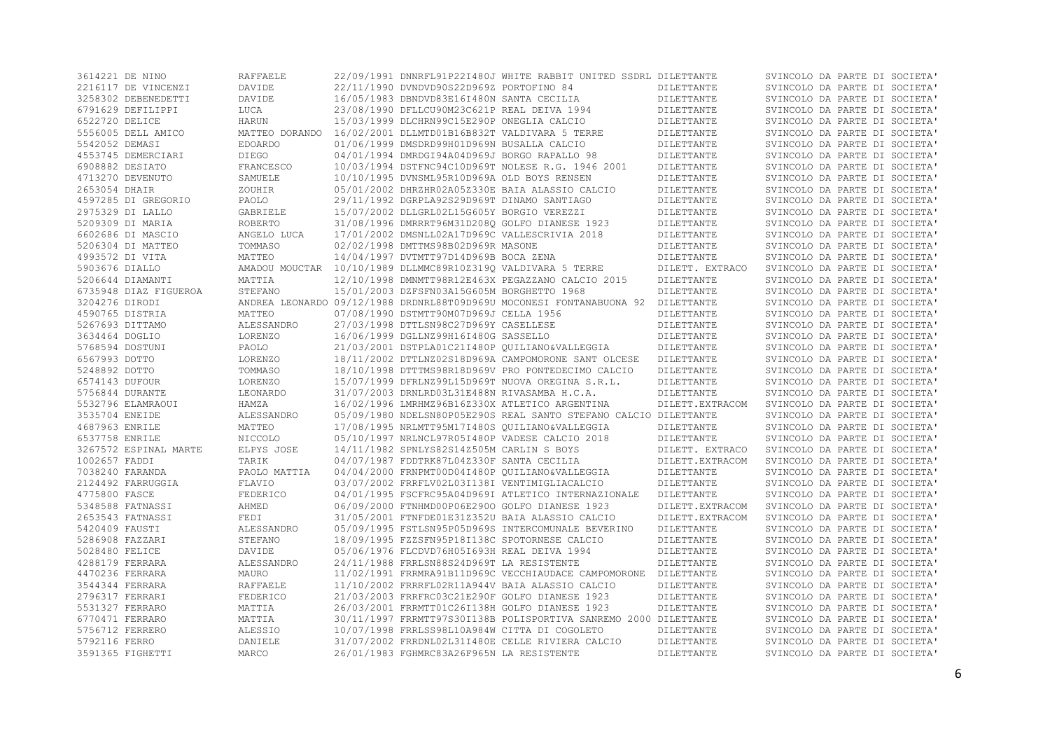| | | | | | | | |
|---|---|---|---|---|---|---|---|
| 3614221 | DE NINO | RAFFAELE | 22/09/1991 | DNNRFL91P22I480J | WHITE RABBIT UNITED SSDRL | DILETTANTE | SVINCOLO DA PARTE DI SOCIETA' |
| 2216117 | DE VINCENZI | DAVIDE | 22/11/1990 | DVNDVD90S22D969Z | PORTOFINO 84 | DILETTANTE | SVINCOLO DA PARTE DI SOCIETA' |
| 3258302 | DEBENEDETTI | DAVIDE | 16/05/1983 | DBNDVD83E16I480N | SANTA CECILIA | DILETTANTE | SVINCOLO DA PARTE DI SOCIETA' |
| 6791629 | DEFILIPPI | LUCA | 23/08/1990 | DFLLCU90M23C621P | REAL DEIVA 1994 | DILETTANTE | SVINCOLO DA PARTE DI SOCIETA' |
| 6522720 | DELICE | HARUN | 15/03/1999 | DLCHRN99C15E290P | ONEGLIA CALCIO | DILETTANTE | SVINCOLO DA PARTE DI SOCIETA' |
| 5556005 | DELL AMICO | MATTEO DORANDO | 16/02/2001 | DLLMTD01B16B832T | VALDIVARA 5 TERRE | DILETTANTE | SVINCOLO DA PARTE DI SOCIETA' |
| 5542052 | DEMASI | EDOARDO | 01/06/1999 | DMSDRD99H01D969N | BUSALLA CALCIO | DILETTANTE | SVINCOLO DA PARTE DI SOCIETA' |
| 4553745 | DEMERCIARI | DIEGO | 04/01/1994 | DMRDGI94A04D969J | BORGO RAPALLO 98 | DILETTANTE | SVINCOLO DA PARTE DI SOCIETA' |
| 6908882 | DESIATO | FRANCESCO | 10/03/1994 | DSTFNC94C10D969T | NOLESE R.G. 1946 2001 | DILETTANTE | SVINCOLO DA PARTE DI SOCIETA' |
| 4713270 | DEVENUTO | SAMUELE | 10/10/1995 | DVNSML95R10D969A | OLD BOYS RENSEN | DILETTANTE | SVINCOLO DA PARTE DI SOCIETA' |
| 2653054 | DHAIR | ZOUHIR | 05/01/2002 | DHRZHR02A05Z330E | BAIA ALASSIO CALCIO | DILETTANTE | SVINCOLO DA PARTE DI SOCIETA' |
| 4597285 | DI GREGORIO | PAOLO | 29/11/1992 | DGRPLA92S29D969T | DINAMO SANTIAGO | DILETTANTE | SVINCOLO DA PARTE DI SOCIETA' |
| 2975329 | DI LALLO | GABRIELE | 15/07/2002 | DLLGRL02L15G605Y | BORGIO VEREZZI | DILETTANTE | SVINCOLO DA PARTE DI SOCIETA' |
| 5209309 | DI MARIA | ROBERTO | 31/08/1996 | DMRRRT96M31D208Q | GOLFO DIANESE 1923 | DILETTANTE | SVINCOLO DA PARTE DI SOCIETA' |
| 6602686 | DI MASCIO | ANGELO LUCA | 17/01/2002 | DMSNLL02A17D969C | VALLESCRIVIA 2018 | DILETTANTE | SVINCOLO DA PARTE DI SOCIETA' |
| 5206304 | DI MATTEO | TOMMASO | 02/02/1998 | DMTTMS98B02D969R | MASONE | DILETTANTE | SVINCOLO DA PARTE DI SOCIETA' |
| 4993572 | DI VITA | MATTEO | 14/04/1997 | DVTMTT97D14D969B | BOCA ZENA | DILETTANTE | SVINCOLO DA PARTE DI SOCIETA' |
| 5903676 | DIALLO | AMADOU MOUCTAR | 10/10/1989 | DLLMMC89R10Z319Q | VALDIVARA 5 TERRE | DILETT. EXTRACO | SVINCOLO DA PARTE DI SOCIETA' |
| 5206644 | DIAMANTI | MATTIA | 12/10/1998 | DMNMTT98R12E463X | PEGAZZANO CALCIO 2015 | DILETTANTE | SVINCOLO DA PARTE DI SOCIETA' |
| 6735948 | DIAZ FIGUEROA | STEFANO | 15/01/2003 | DZFSFN03A15G605M | BORGHETTO 1968 | DILETTANTE | SVINCOLO DA PARTE DI SOCIETA' |
| 3204276 | DIRODI | ANDREA LEONARDO | 09/12/1988 | DRDNRL88T09D969U | MOCONESI FONTANABUONA 92 | DILETTANTE | SVINCOLO DA PARTE DI SOCIETA' |
| 4590765 | DISTRIA | MATTEO | 07/08/1990 | DSTMTT90M07D969J | CELLA 1956 | DILETTANTE | SVINCOLO DA PARTE DI SOCIETA' |
| 5267693 | DITTAMO | ALESSANDRO | 27/03/1998 | DTTLSN98C27D969Y | CASELLESE | DILETTANTE | SVINCOLO DA PARTE DI SOCIETA' |
| 3634464 | DOGLIO | LORENZO | 16/06/1999 | DGLLNZ99H16I480G | SASSELLO | DILETTANTE | SVINCOLO DA PARTE DI SOCIETA' |
| 5768594 | DOSTUNI | PAOLO | 21/03/2001 | DSTPLA01C21I480P | QUILIANO&VALLEGGIA | DILETTANTE | SVINCOLO DA PARTE DI SOCIETA' |
| 6567993 | DOTTO | LORENZO | 18/11/2002 | DTTLNZ02S18D969A | CAMPOMORONE SANT OLCESE | DILETTANTE | SVINCOLO DA PARTE DI SOCIETA' |
| 5248892 | DOTTO | TOMMASO | 18/10/1998 | DTTTMS98R18D969V | PRO PONTEDECIMO CALCIO | DILETTANTE | SVINCOLO DA PARTE DI SOCIETA' |
| 6574143 | DUFOUR | LORENZO | 15/07/1999 | DFRLNZ99L15D969T | NUOVA OREGINA S.R.L. | DILETTANTE | SVINCOLO DA PARTE DI SOCIETA' |
| 5756844 | DURANTE | LEONARDO | 31/07/2003 | DRNLRD03L31E488N | RIVASAMBA H.C.A. | DILETTANTE | SVINCOLO DA PARTE DI SOCIETA' |
| 5532796 | ELAMRAOUI | HAMZA | 16/02/1996 | LMRHMZ96B16Z330X | ATLETICO ARGENTINA | DILETT.EXTRACOM | SVINCOLO DA PARTE DI SOCIETA' |
| 3535704 | ENEIDE | ALESSANDRO | 05/09/1980 | NDELSN80P05E290S | REAL SANTO STEFANO CALCIO | DILETTANTE | SVINCOLO DA PARTE DI SOCIETA' |
| 4687963 | ENRILE | MATTEO | 17/08/1995 | NRLMTT95M17I480S | QUILIANO&VALLEGGIA | DILETTANTE | SVINCOLO DA PARTE DI SOCIETA' |
| 6537758 | ENRILE | NICCOLO | 05/10/1997 | NRLNCL97R05I480P | VADESE CALCIO 2018 | DILETTANTE | SVINCOLO DA PARTE DI SOCIETA' |
| 3267572 | ESPINAL MARTE | ELPYS JOSE | 14/11/1982 | SPNLYS82S14Z505M | CARLIN S BOYS | DILETT. EXTRACO | SVINCOLO DA PARTE DI SOCIETA' |
| 1002657 | FADDI | TARIK | 04/07/1987 | FDDTRK87L04Z330F | SANTA CECILIA | DILETT.EXTRACOM | SVINCOLO DA PARTE DI SOCIETA' |
| 7038240 | FARANDA | PAOLO MATTIA | 04/04/2000 | FRNPMT00D04I480P | QUILIANO&VALLEGGIA | DILETTANTE | SVINCOLO DA PARTE DI SOCIETA' |
| 2124492 | FARRUGGIA | FLAVIO | 03/07/2002 | FRRFLV02L03I138I | VENTIMIGLIACALCIO | DILETTANTE | SVINCOLO DA PARTE DI SOCIETA' |
| 4775800 | FASCE | FEDERICO | 04/01/1995 | FSCFRC95A04D969I | ATLETICO INTERNAZIONALE | DILETTANTE | SVINCOLO DA PARTE DI SOCIETA' |
| 5348588 | FATNASSI | AHMED | 06/09/2000 | FTNHMD00P06E290O | GOLFO DIANESE 1923 | DILETT.EXTRACOM | SVINCOLO DA PARTE DI SOCIETA' |
| 2653543 | FATNASSI | FEDI | 31/05/2001 | FTNFDE01E31Z352U | BAIA ALASSIO CALCIO | DILETT.EXTRACOM | SVINCOLO DA PARTE DI SOCIETA' |
| 5420409 | FAUSTI | ALESSANDRO | 05/09/1995 | FSTLSN95P05D969S | INTERCOMUNALE BEVERINO | DILETTANTE | SVINCOLO DA PARTE DI SOCIETA' |
| 5286908 | FAZZARI | STEFANO | 18/09/1995 | FZZSFN95P18I138C | SPOTORNESE CALCIO | DILETTANTE | SVINCOLO DA PARTE DI SOCIETA' |
| 5028480 | FELICE | DAVIDE | 05/06/1976 | FLCDVD76H05I693H | REAL DEIVA 1994 | DILETTANTE | SVINCOLO DA PARTE DI SOCIETA' |
| 4288179 | FERRARA | ALESSANDRO | 24/11/1988 | FRRLSN88S24D969T | LA RESISTENTE | DILETTANTE | SVINCOLO DA PARTE DI SOCIETA' |
| 4470236 | FERRARA | MAURO | 11/02/1991 | FRRMRA91B11D969C | VECCHIAUDACE CAMPOMORONE | DILETTANTE | SVINCOLO DA PARTE DI SOCIETA' |
| 3544344 | FERRARA | RAFFAELE | 11/10/2002 | FRRRFL02R11A944V | BAIA ALASSIO CALCIO | DILETTANTE | SVINCOLO DA PARTE DI SOCIETA' |
| 2796317 | FERRARI | FEDERICO | 21/03/2003 | FRRFRC03C21E290F | GOLFO DIANESE 1923 | DILETTANTE | SVINCOLO DA PARTE DI SOCIETA' |
| 5531327 | FERRARO | MATTIA | 26/03/2001 | FRRMTT01C26I138H | GOLFO DIANESE 1923 | DILETTANTE | SVINCOLO DA PARTE DI SOCIETA' |
| 6770471 | FERRARO | MATTIA | 30/11/1997 | FRRMTT97S30I138B | POLISPORTIVA SANREMO 2000 | DILETTANTE | SVINCOLO DA PARTE DI SOCIETA' |
| 5756712 | FERRERO | ALESSIO | 10/07/1998 | FRRLSS98L10A984W | CITTA DI COGOLETO | DILETTANTE | SVINCOLO DA PARTE DI SOCIETA' |
| 5792116 | FERRO | DANIELE | 31/07/2002 | FRRDNL02L31I480E | CELLE RIVIERA CALCIO | DILETTANTE | SVINCOLO DA PARTE DI SOCIETA' |
| 3591365 | FIGHETTI | MARCO | 26/01/1983 | FGHMRC83A26F965N | LA RESISTENTE | DILETTANTE | SVINCOLO DA PARTE DI SOCIETA' |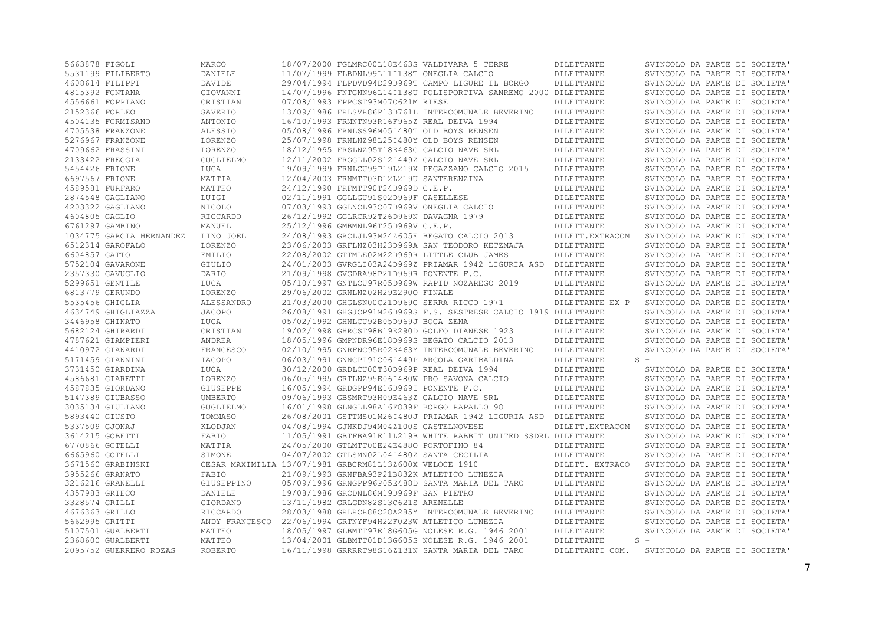| | | | | | | | |
|---|---|---|---|---|---|---|---|
| 5663878 | FIGOLI | MARCO | 18/07/2000 | FGLMRC00L18E463S | VALDIVARA 5 TERRE | DILETTANTE | SVINCOLO DA PARTE DI SOCIETA' |
| 5531199 | FILIBERTO | DANIELE | 11/07/1999 | FLBDNL99L11I138T | ONEGLIA CALCIO | DILETTANTE | SVINCOLO DA PARTE DI SOCIETA' |
| 4608614 | FILIPPI | DAVIDE | 29/04/1994 | FLPDVD94D29D969T | CAMPO LIGURE IL BORGO | DILETTANTE | SVINCOLO DA PARTE DI SOCIETA' |
| 4815392 | FONTANA | GIOVANNI | 14/07/1996 | FNTGNN96L14I138U | POLISPORTIVA SANREMO 2000 | DILETTANTE | SVINCOLO DA PARTE DI SOCIETA' |
| 4556661 | FOPPIANO | CRISTIAN | 07/08/1993 | FPPCST93M07C621M | RIESE | DILETTANTE | SVINCOLO DA PARTE DI SOCIETA' |
| 2152366 | FORLEO | SAVERIO | 13/09/1986 | FRLSVR86P13D761L | INTERCOMUNALE BEVERINO | DILETTANTE | SVINCOLO DA PARTE DI SOCIETA' |
| 4504135 | FORMISANO | ANTONIO | 16/10/1993 | FRMNTN93R16F965Z | REAL DEIVA 1994 | DILETTANTE | SVINCOLO DA PARTE DI SOCIETA' |
| 4705538 | FRANZONE | ALESSIO | 05/08/1996 | FRNLSS96M05I480T | OLD BOYS RENSEN | DILETTANTE | SVINCOLO DA PARTE DI SOCIETA' |
| 5276967 | FRANZONE | LORENZO | 25/07/1998 | FRNLNZ98L25I480Y | OLD BOYS RENSEN | DILETTANTE | SVINCOLO DA PARTE DI SOCIETA' |
| 4709662 | FRASSINI | LORENZO | 18/12/1995 | FRSLNZ95T18E463C | CALCIO NAVE SRL | DILETTANTE | SVINCOLO DA PARTE DI SOCIETA' |
| 2133422 | FREGGIA | GUGLIELMO | 12/11/2002 | FRGGLL02S12I449Z | CALCIO NAVE SRL | DILETTANTE | SVINCOLO DA PARTE DI SOCIETA' |
| 5454426 | FRIONE | LUCA | 19/09/1999 | FRNLCU99P19L219X | PEGAZZANO CALCIO 2015 | DILETTANTE | SVINCOLO DA PARTE DI SOCIETA' |
| 6697567 | FRIONE | MATTIA | 12/04/2003 | FRNMTT03D12L219U | SANTERENZINA | DILETTANTE | SVINCOLO DA PARTE DI SOCIETA' |
| 4589581 | FURFARO | MATTEO | 24/12/1990 | FRFMTT90T24D969D | C.E.P. | DILETTANTE | SVINCOLO DA PARTE DI SOCIETA' |
| 2874548 | GAGLIANO | LUIGI | 02/11/1991 | GGLLGU91S02D969F | CASELLESE | DILETTANTE | SVINCOLO DA PARTE DI SOCIETA' |
| 4203322 | GAGLIANO | NICOLO | 07/03/1993 | GGLNCL93C07D969V | ONEGLIA CALCIO | DILETTANTE | SVINCOLO DA PARTE DI SOCIETA' |
| 4604805 | GAGLIO | RICCARDO | 26/12/1992 | GGLRCR92T26D969N | DAVAGNA 1979 | DILETTANTE | SVINCOLO DA PARTE DI SOCIETA' |
| 6761297 | GAMBINO | MANUEL | 25/12/1996 | GMBMNL96T25D969V | C.E.P. | DILETTANTE | SVINCOLO DA PARTE DI SOCIETA' |
| 1034775 | GARCIA HERNANDEZ | LINO JOEL | 24/08/1993 | GRCLJL93M24Z605E | BEGATO CALCIO 2013 | DILETT.EXTRACOM | SVINCOLO DA PARTE DI SOCIETA' |
| 6512314 | GAROFALO | LORENZO | 23/06/2003 | GRFLNZ03H23D969A | SAN TEODORO KETZMAJA | DILETTANTE | SVINCOLO DA PARTE DI SOCIETA' |
| 6604857 | GATTO | EMILIO | 22/08/2002 | GTTMLE02M22D969R | LITTLE CLUB JAMES | DILETTANTE | SVINCOLO DA PARTE DI SOCIETA' |
| 5752104 | GAVARONE | GIULIO | 24/01/2003 | GVRGLI03A24D969Z | PRIAMAR 1942 LIGURIA ASD | DILETTANTE | SVINCOLO DA PARTE DI SOCIETA' |
| 2357330 | GAVUGLIO | DARIO | 21/09/1998 | GVGDRA98P21D969R | PONENTE F.C. | DILETTANTE | SVINCOLO DA PARTE DI SOCIETA' |
| 5299651 | GENTILE | LUCA | 05/10/1997 | GNTLCU97R05D969W | RAPID NOZAREGO 2019 | DILETTANTE | SVINCOLO DA PARTE DI SOCIETA' |
| 6813779 | GERUNDO | LORENZO | 29/06/2002 | GRNLNZ02H29E290O | FINALE | DILETTANTE | SVINCOLO DA PARTE DI SOCIETA' |
| 5535456 | GHIGLIA | ALESSANDRO | 21/03/2000 | GHGLSN00C21D969C | SERRA RICCO 1971 | DILETTANTE EX P | SVINCOLO DA PARTE DI SOCIETA' |
| 4634749 | GHIGLIAZZA | JACOPO | 26/08/1991 | GHGJCP91M26D969S | F.S. SESTRESE CALCIO 1919 | DILETTANTE | SVINCOLO DA PARTE DI SOCIETA' |
| 3446958 | GHINATO | LUCA | 05/02/1992 | GHNLCU92B05D969J | BOCA ZENA | DILETTANTE | SVINCOLO DA PARTE DI SOCIETA' |
| 5682124 | GHIRARDI | CRISTIAN | 19/02/1998 | GHRCST98B19E290D | GOLFO DIANESE 1923 | DILETTANTE | SVINCOLO DA PARTE DI SOCIETA' |
| 4787621 | GIAMPIERI | ANDREA | 18/05/1996 | GMPNDR96E18D969S | BEGATO CALCIO 2013 | DILETTANTE | SVINCOLO DA PARTE DI SOCIETA' |
| 4410972 | GIANARDI | FRANCESCO | 02/10/1995 | GNRFNC95R02E463Y | INTERCOMUNALE BEVERINO | DILETTANTE | SVINCOLO DA PARTE DI SOCIETA' |
| 5171459 | GIANNINI | IACOPO | 06/03/1991 | GNNCPI91C06I449P | ARCOLA GARIBALDINA | DILETTANTE | S - |
| 3731450 | GIARDINA | LUCA | 30/12/2000 | GRDLCU00T30D969P | REAL DEIVA 1994 | DILETTANTE | SVINCOLO DA PARTE DI SOCIETA' |
| 4586681 | GIARETTI | LORENZO | 06/05/1995 | GRTLNZ95E06I480W | PRO SAVONA CALCIO | DILETTANTE | SVINCOLO DA PARTE DI SOCIETA' |
| 4587835 | GIORDANO | GIUSEPPE | 16/05/1994 | GRDGPP94E16D969I | PONENTE F.C. | DILETTANTE | SVINCOLO DA PARTE DI SOCIETA' |
| 5147389 | GIUBASSO | UMBERTO | 09/06/1993 | GBSMRT93H09E463Z | CALCIO NAVE SRL | DILETTANTE | SVINCOLO DA PARTE DI SOCIETA' |
| 3035134 | GIULIANO | GUGLIELMO | 16/01/1998 | GLNGLL98A16F839F | BORGO RAPALLO 98 | DILETTANTE | SVINCOLO DA PARTE DI SOCIETA' |
| 5893440 | GIUSTO | TOMMASO | 26/08/2001 | GSTTMS01M26I480J | PRIAMAR 1942 LIGURIA ASD | DILETTANTE | SVINCOLO DA PARTE DI SOCIETA' |
| 5337509 | GJONAJ | KLODJAN | 04/08/1994 | GJNKDJ94M04Z100S | CASTELNOVESE | DILETT.EXTRACOM | SVINCOLO DA PARTE DI SOCIETA' |
| 3614215 | GOBETTI | FABIO | 11/05/1991 | GBTFBA91E11L219B | WHITE RABBIT UNITED SSDRL | DILETTANTE | SVINCOLO DA PARTE DI SOCIETA' |
| 6770866 | GOTELLI | MATTIA | 24/05/2000 | GTLMTT00E24E488O | PORTOFINO 84 | DILETTANTE | SVINCOLO DA PARTE DI SOCIETA' |
| 6665960 | GOTELLI | SIMONE | 04/07/2002 | GTLSMN02L04I480Z | SANTA CECILIA | DILETTANTE | SVINCOLO DA PARTE DI SOCIETA' |
| 3671560 | GRABINSKI | CESAR MAXIMILIA | 13/07/1981 | GRBCRM81L13Z600X | VELOCE 1910 | DILETT. EXTRACO | SVINCOLO DA PARTE DI SOCIETA' |
| 3955266 | GRANATO | FABIO | 21/09/1993 | GRNFBA93P21B832K | ATLETICO LUNEZIA | DILETTANTE | SVINCOLO DA PARTE DI SOCIETA' |
| 3216216 | GRANELLI | GIUSEPPINO | 05/09/1996 | GRNGPP96P05E488D | SANTA MARIA DEL TARO | DILETTANTE | SVINCOLO DA PARTE DI SOCIETA' |
| 4357983 | GRIECO | DANIELE | 19/08/1986 | GRCDNL86M19D969F | SAN PIETRO | DILETTANTE | SVINCOLO DA PARTE DI SOCIETA' |
| 3328574 | GRILLI | GIORDANO | 13/11/1982 | GRLGDN82S13C621S | ARENELLE | DILETTANTE | SVINCOLO DA PARTE DI SOCIETA' |
| 4676363 | GRILLO | RICCARDO | 28/03/1988 | GRLRCR88C28A285Y | INTERCOMUNALE BEVERINO | DILETTANTE | SVINCOLO DA PARTE DI SOCIETA' |
| 5662995 | GRITTI | ANDY FRANCESCO | 22/06/1994 | GRTNYF94H22F023W | ATLETICO LUNEZIA | DILETTANTE | SVINCOLO DA PARTE DI SOCIETA' |
| 5107501 | GUALBERTI | MATTEO | 18/05/1997 | GLBMTT97E18G605G | NOLESE R.G. 1946 2001 | DILETTANTE | SVINCOLO DA PARTE DI SOCIETA' |
| 2368600 | GUALBERTI | MATTEO | 13/04/2001 | GLBMTT01D13G605S | NOLESE R.G. 1946 2001 | DILETTANTE | S - |
| 2095752 | GUERRERO ROZAS | ROBERTO | 16/11/1998 | GRRRRT98S16Z131N | SANTA MARIA DEL TARO | DILETTANTI COM. | SVINCOLO DA PARTE DI SOCIETA' |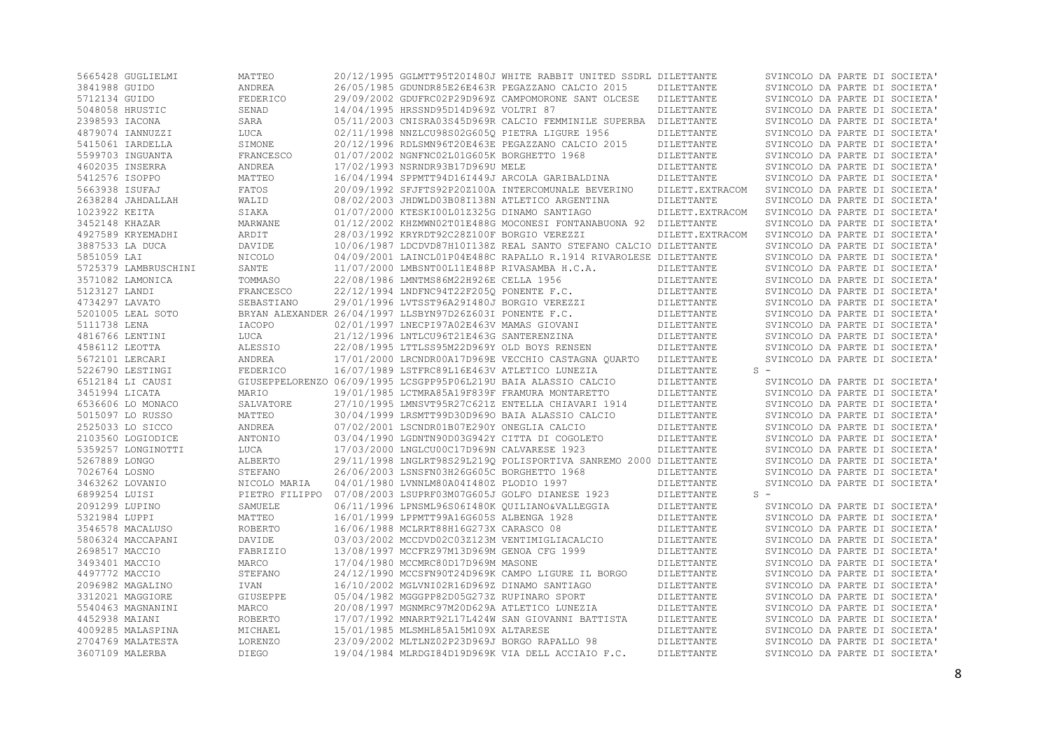| | | | | | | | |
|---|---|---|---|---|---|---|---|
| 5665428 | GUGLIELMI | MATTEO | 20/12/1995 | GGLMTT95T20I480J | WHITE RABBIT UNITED SSDRL | DILETTANTE | SVINCOLO DA PARTE DI SOCIETA' |
| 3841988 | GUIDO | ANDREA | 26/05/1985 | GDUNDR85E26E463R | PEGAZZANO CALCIO 2015 | DILETTANTE | SVINCOLO DA PARTE DI SOCIETA' |
| 5712134 | GUIDO | FEDERICO | 29/09/2002 | GDUFRC02P29D969Z | CAMPOMORONE SANT OLCESE | DILETTANTE | SVINCOLO DA PARTE DI SOCIETA' |
| 5048058 | HRUSTIC | SENAD | 14/04/1995 | HRSSND95D14D969Z | VOLTRI 87 | DILETTANTE | SVINCOLO DA PARTE DI SOCIETA' |
| 2398593 | IACONA | SARA | 05/11/2003 | CNISRA03S45D969R | CALCIO FEMMINILE SUPERBA | DILETTANTE | SVINCOLO DA PARTE DI SOCIETA' |
| 4879074 | IANNUZZI | LUCA | 02/11/1998 | NNZLCU98S02G605Q | PIETRA LIGURE 1956 | DILETTANTE | SVINCOLO DA PARTE DI SOCIETA' |
| 5415061 | IARDELLA | SIMONE | 20/12/1996 | RDLSMN96T20E463E | PEGAZZANO CALCIO 2015 | DILETTANTE | SVINCOLO DA PARTE DI SOCIETA' |
| 5599703 | INGUANTA | FRANCESCO | 01/07/2002 | NGNFNC02L01G605K | BORGHETTO 1968 | DILETTANTE | SVINCOLO DA PARTE DI SOCIETA' |
| 4602035 | INSERRA | ANDREA | 17/02/1993 | NSRNDR93B17D969U | MELE | DILETTANTE | SVINCOLO DA PARTE DI SOCIETA' |
| 5412576 | ISOPPO | MATTEO | 16/04/1994 | SPPMTT94D16I449J | ARCOLA GARIBALDINA | DILETTANTE | SVINCOLO DA PARTE DI SOCIETA' |
| 5663938 | ISUFAJ | FATOS | 20/09/1992 | SFJFTS92P20Z100A | INTERCOMUNALE BEVERINO | DILETT.EXTRACOM | SVINCOLO DA PARTE DI SOCIETA' |
| 2638284 | JAHDALLAH | WALID | 08/02/2003 | JHDWLD03B08I138N | ATLETICO ARGENTINA | DILETTANTE | SVINCOLO DA PARTE DI SOCIETA' |
| 1023922 | KEITA | SIAKA | 01/07/2000 | KTESKI00L01Z325G | DINAMO SANTIAGO | DILETT.EXTRACOM | SVINCOLO DA PARTE DI SOCIETA' |
| 3452148 | KHAZAR | MARWANE | 01/12/2002 | KHZMWN02T01E488G | MOCONESI FONTANABUONA 92 | DILETTANTE | SVINCOLO DA PARTE DI SOCIETA' |
| 4927589 | KRYEMADHI | ARDIT | 28/03/1992 | KRYRDT92C28Z100F | BORGIO VEREZZI | DILETT.EXTRACOM | SVINCOLO DA PARTE DI SOCIETA' |
| 3887533 | LA DUCA | DAVIDE | 10/06/1987 | LDCDVD87H10I138Z | REAL SANTO STEFANO CALCIO | DILETTANTE | SVINCOLO DA PARTE DI SOCIETA' |
| 5851059 | LAI | NICOLO | 04/09/2001 | LAINCL01P04E488C | RAPALLO R.1914 RIVAROLESE | DILETTANTE | SVINCOLO DA PARTE DI SOCIETA' |
| 5725379 | LAMBRUSCHINI | SANTE | 11/07/2000 | LMBSNT00L11E488P | RIVASAMBA H.C.A. | DILETTANTE | SVINCOLO DA PARTE DI SOCIETA' |
| 3571082 | LAMONICA | TOMMASO | 22/08/1986 | LMNTMS86M22H926E | CELLA 1956 | DILETTANTE | SVINCOLO DA PARTE DI SOCIETA' |
| 5123127 | LANDI | FRANCESCO | 22/12/1994 | LNDFNC94T22F205Q | PONENTE F.C. | DILETTANTE | SVINCOLO DA PARTE DI SOCIETA' |
| 4734297 | LAVATO | SEBASTIANO | 29/01/1996 | LVTSST96A29I480J | BORGIO VEREZZI | DILETTANTE | SVINCOLO DA PARTE DI SOCIETA' |
| 5201005 | LEAL SOTO | BRYAN ALEXANDER | 26/04/1997 | LLSBYN97D26Z603I | PONENTE F.C. | DILETTANTE | SVINCOLO DA PARTE DI SOCIETA' |
| 5111738 | LENA | IACOPO | 02/01/1997 | LNECPI97A02E463V | MAMAS GIOVANI | DILETTANTE | SVINCOLO DA PARTE DI SOCIETA' |
| 4816766 | LENTINI | LUCA | 21/12/1996 | LNTLCU96T21E463G | SANTERENZINA | DILETTANTE | SVINCOLO DA PARTE DI SOCIETA' |
| 4586112 | LEOTTA | ALESSIO | 22/08/1995 | LTTLSS95M22D969Y | OLD BOYS RENSEN | DILETTANTE | SVINCOLO DA PARTE DI SOCIETA' |
| 5672101 | LERCARI | ANDREA | 17/01/2000 | LRCNDR00A17D969E | VECCHIO CASTAGNA QUARTO | DILETTANTE | SVINCOLO DA PARTE DI SOCIETA' |
| 5226790 | LESTINGI | FEDERICO | 16/07/1989 | LSTFRC89L16E463V | ATLETICO LUNEZIA | DILETTANTE | S - |
| 6512184 | LI CAUSI | GIUSEPPELORENZO | 06/09/1995 | LCSGPP95P06L219U | BAIA ALASSIO CALCIO | DILETTANTE | SVINCOLO DA PARTE DI SOCIETA' |
| 3451994 | LICATA | MARIO | 19/01/1985 | LCTMRA85A19F839F | FRAMURA MONTARETTO | DILETTANTE | SVINCOLO DA PARTE DI SOCIETA' |
| 6536606 | LO MONACO | SALVATORE | 27/10/1995 | LMNSVT95R27C621Z | ENTELLA CHIAVARI 1914 | DILETTANTE | SVINCOLO DA PARTE DI SOCIETA' |
| 5015097 | LO RUSSO | MATTEO | 30/04/1999 | LRSMTT99D30D969O | BAIA ALASSIO CALCIO | DILETTANTE | SVINCOLO DA PARTE DI SOCIETA' |
| 2525033 | LO SICCO | ANDREA | 07/02/2001 | LSCNDR01B07E290Y | ONEGLIA CALCIO | DILETTANTE | SVINCOLO DA PARTE DI SOCIETA' |
| 2103560 | LOGIODICE | ANTONIO | 03/04/1990 | LGDNTN90D03G942Y | CITTA DI COGOLETO | DILETTANTE | SVINCOLO DA PARTE DI SOCIETA' |
| 5359257 | LONGINOTTI | LUCA | 17/03/2000 | LNGLCU00C17D969N | CALVARESE 1923 | DILETTANTE | SVINCOLO DA PARTE DI SOCIETA' |
| 5267889 | LONGO | ALBERTO | 29/11/1998 | LNGLRT98S29L219Q | POLISPORTIVA SANREMO 2000 | DILETTANTE | SVINCOLO DA PARTE DI SOCIETA' |
| 7026764 | LOSNO | STEFANO | 26/06/2003 | LSNSFN03H26G605C | BORGHETTO 1968 | DILETTANTE | SVINCOLO DA PARTE DI SOCIETA' |
| 3463262 | LOVANIO | NICOLO MARIA | 04/01/1980 | LVNNLM80A04I480Z | PLODIO 1997 | DILETTANTE | SVINCOLO DA PARTE DI SOCIETA' |
| 6899254 | LUISI | PIETRO FILIPPO | 07/08/2003 | LSUPRF03M07G605J | GOLFO DIANESE 1923 | DILETTANTE | S - |
| 2091299 | LUPINO | SAMUELE | 06/11/1996 | LPNSML96S06I480K | QUILIANO&VALLEGGIA | DILETTANTE | SVINCOLO DA PARTE DI SOCIETA' |
| 5321984 | LUPPI | MATTEO | 16/01/1999 | LPPMTT99A16G605S | ALBENGA 1928 | DILETTANTE | SVINCOLO DA PARTE DI SOCIETA' |
| 3546578 | MACALUSO | ROBERTO | 16/06/1988 | MCLRRT88H16G273X | CARASCO 08 | DILETTANTE | SVINCOLO DA PARTE DI SOCIETA' |
| 5806324 | MACCAPANI | DAVIDE | 03/03/2002 | MCCDVD02C03Z123M | VENTIMIGLIACALCIO | DILETTANTE | SVINCOLO DA PARTE DI SOCIETA' |
| 2698517 | MACCIO | FABRIZIO | 13/08/1997 | MCCFRZ97M13D969M | GENOA CFG 1999 | DILETTANTE | SVINCOLO DA PARTE DI SOCIETA' |
| 3493401 | MACCIO | MARCO | 17/04/1980 | MCCMRC80D17D969M | MASONE | DILETTANTE | SVINCOLO DA PARTE DI SOCIETA' |
| 4497772 | MACCIO | STEFANO | 24/12/1990 | MCCSFN90T24D969K | CAMPO LIGURE IL BORGO | DILETTANTE | SVINCOLO DA PARTE DI SOCIETA' |
| 2096982 | MAGALINO | IVAN | 16/10/2002 | MGLVNI02R16D969Z | DINAMO SANTIAGO | DILETTANTE | SVINCOLO DA PARTE DI SOCIETA' |
| 3312021 | MAGGIORE | GIUSEPPE | 05/04/1982 | MGGGPP82D05G273Z | RUPINARO SPORT | DILETTANTE | SVINCOLO DA PARTE DI SOCIETA' |
| 5540463 | MAGNANINI | MARCO | 20/08/1997 | MGNMRC97M20D629A | ATLETICO LUNEZIA | DILETTANTE | SVINCOLO DA PARTE DI SOCIETA' |
| 4452938 | MAIANI | ROBERTO | 17/07/1992 | MNARRT92L17L424W | SAN GIOVANNI BATTISTA | DILETTANTE | SVINCOLO DA PARTE DI SOCIETA' |
| 4009285 | MALASPINA | MICHAEL | 15/01/1985 | MLSMHL85A15M109X | ALTARESE | DILETTANTE | SVINCOLO DA PARTE DI SOCIETA' |
| 2704769 | MALATESTA | LORENZO | 23/09/2002 | MLTLNZ02P23D969J | BORGO RAPALLO 98 | DILETTANTE | SVINCOLO DA PARTE DI SOCIETA' |
| 3607109 | MALERBA | DIEGO | 19/04/1984 | MLRDGI84D19D969K | VIA DELL ACCIAIO F.C. | DILETTANTE | SVINCOLO DA PARTE DI SOCIETA' |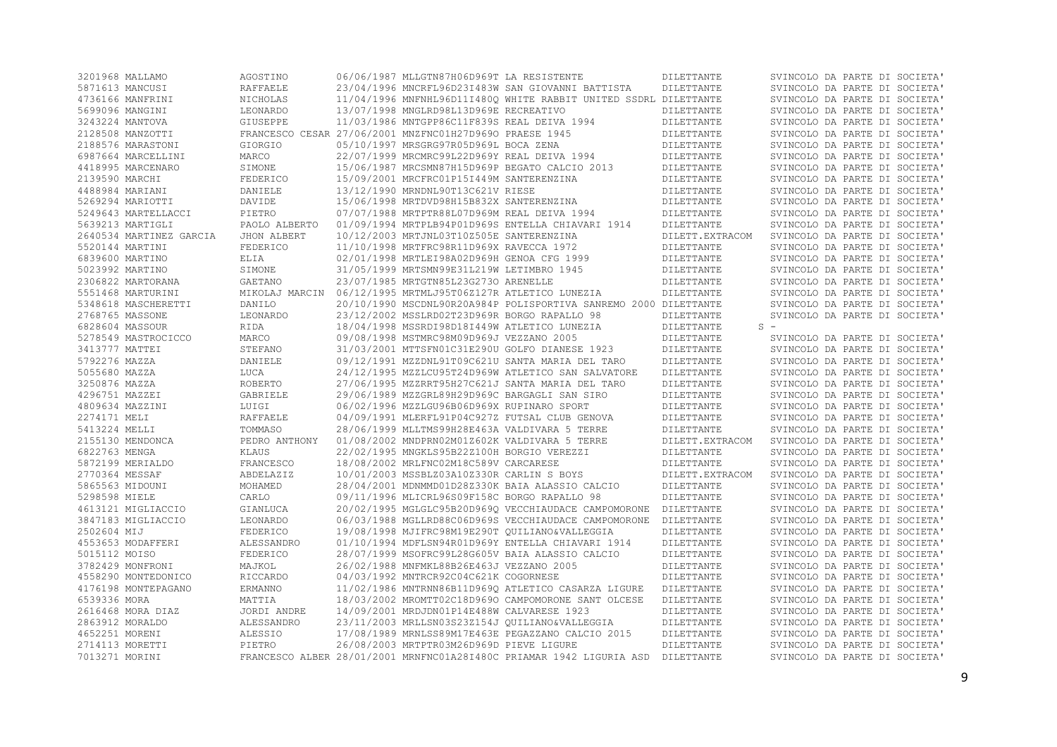| | | | | | | |
|---|---|---|---|---|---|---|
| 3201968 | MALLAMO | AGOSTINO | 06/06/1987 MLLGTN87H06D969T | LA RESISTENTE | DILETTANTE | SVINCOLO DA PARTE DI SOCIETA' |
| 5871613 | MANCUSI | RAFFAELE | 23/04/1996 MNCRFL96D23I483W | SAN GIOVANNI BATTISTA | DILETTANTE | SVINCOLO DA PARTE DI SOCIETA' |
| 4736166 | MANFRINI | NICHOLAS | 11/04/1996 MNFNHL96D11I480Q | WHITE RABBIT UNITED SSDRL | DILETTANTE | SVINCOLO DA PARTE DI SOCIETA' |
| 5699096 | MANGINI | LEONARDO | 13/07/1998 MNGLRD98L13D969E | RECREATIVO | DILETTANTE | SVINCOLO DA PARTE DI SOCIETA' |
| 3243224 | MANTOVA | GIUSEPPE | 11/03/1986 MNTGPP86C11F839S | REAL DEIVA 1994 | DILETTANTE | SVINCOLO DA PARTE DI SOCIETA' |
| 2128508 | MANZOTTI | FRANCESCO CESAR | 27/06/2001 MNZFNC01H27D969O | PRAESE 1945 | DILETTANTE | SVINCOLO DA PARTE DI SOCIETA' |
| 2188576 | MARASTONI | GIORGIO | 05/10/1997 MRSGRG97R05D969L | BOCA ZENA | DILETTANTE | SVINCOLO DA PARTE DI SOCIETA' |
| 6987664 | MARCELLINI | MARCO | 22/07/1999 MRCMRC99L22D969Y | REAL DEIVA 1994 | DILETTANTE | SVINCOLO DA PARTE DI SOCIETA' |
| 4418995 | MARCENARO | SIMONE | 15/06/1987 MRCSMN87H15D969P | BEGATO CALCIO 2013 | DILETTANTE | SVINCOLO DA PARTE DI SOCIETA' |
| 2139590 | MARCHI | FEDERICO | 15/09/2001 MRCFRC01P15I449M | SANTERENZINA | DILETTANTE | SVINCOLO DA PARTE DI SOCIETA' |
| 4488984 | MARIANI | DANIELE | 13/12/1990 MRNDNL90T13C621V | RIESE | DILETTANTE | SVINCOLO DA PARTE DI SOCIETA' |
| 5269294 | MARIOTTI | DAVIDE | 15/06/1998 MRTDVD98H15B832X | SANTERENZINA | DILETTANTE | SVINCOLO DA PARTE DI SOCIETA' |
| 5249643 | MARTELLACCI | PIETRO | 07/07/1988 MRTPTR88L07D969M | REAL DEIVA 1994 | DILETTANTE | SVINCOLO DA PARTE DI SOCIETA' |
| 5639213 | MARTIGLI | PAOLO ALBERTO | 01/09/1994 MRTPLB94P01D969S | ENTELLA CHIAVARI 1914 | DILETTANTE | SVINCOLO DA PARTE DI SOCIETA' |
| 2640534 | MARTINEZ GARCIA | JHON ALBERT | 10/12/2003 MRTJNL03T10Z505E | SANTERENZINA | DILETT.EXTRACOM | SVINCOLO DA PARTE DI SOCIETA' |
| 5520144 | MARTINI | FEDERICO | 11/10/1998 MRTFRC98R11D969X | RAVECCA 1972 | DILETTANTE | SVINCOLO DA PARTE DI SOCIETA' |
| 6839600 | MARTINO | ELIA | 02/01/1998 MRTLEI98A02D969H | GENOA CFG 1999 | DILETTANTE | SVINCOLO DA PARTE DI SOCIETA' |
| 5023992 | MARTINO | SIMONE | 31/05/1999 MRTSMN99E31L219W | LETIMBRO 1945 | DILETTANTE | SVINCOLO DA PARTE DI SOCIETA' |
| 2306822 | MARTORANA | GAETANO | 23/07/1985 MRTGTN85L23G273O | ARENELLE | DILETTANTE | SVINCOLO DA PARTE DI SOCIETA' |
| 5551468 | MARTURINI | MIKOLAJ MARCIN | 06/12/1995 MRTMLJ95T06Z127R | ATLETICO LUNEZIA | DILETTANTE | SVINCOLO DA PARTE DI SOCIETA' |
| 5348618 | MASCHERETTI | DANILO | 20/10/1990 MSCDNL90R20A984P | POLISPORTIVA SANREMO 2000 | DILETTANTE | SVINCOLO DA PARTE DI SOCIETA' |
| 2768765 | MASSONE | LEONARDO | 23/12/2002 MSSLRD02T23D969R | BORGO RAPALLO 98 | DILETTANTE | SVINCOLO DA PARTE DI SOCIETA' |
| 6828604 | MASSOUR | RIDA | 18/04/1998 MSSRDI98D18I449W | ATLETICO LUNEZIA | DILETTANTE | S - |
| 5278549 | MASTROCICCO | MARCO | 09/08/1998 MSTMRC98M09D969J | VEZZANO 2005 | DILETTANTE | SVINCOLO DA PARTE DI SOCIETA' |
| 3413777 | MATTEI | STEFANO | 31/03/2001 MTTSFN01C31E290U | GOLFO DIANESE 1923 | DILETTANTE | SVINCOLO DA PARTE DI SOCIETA' |
| 5792276 | MAZZA | DANIELE | 09/12/1991 MZZDNL91T09C621U | SANTA MARIA DEL TARO | DILETTANTE | SVINCOLO DA PARTE DI SOCIETA' |
| 5055680 | MAZZA | LUCA | 24/12/1995 MZZLCU95T24D969W | ATLETICO SAN SALVATORE | DILETTANTE | SVINCOLO DA PARTE DI SOCIETA' |
| 3250876 | MAZZA | ROBERTO | 27/06/1995 MZZRRT95H27C621J | SANTA MARIA DEL TARO | DILETTANTE | SVINCOLO DA PARTE DI SOCIETA' |
| 4296751 | MAZZEI | GABRIELE | 29/06/1989 MZZGRL89H29D969C | BARGAGLI SAN SIRO | DILETTANTE | SVINCOLO DA PARTE DI SOCIETA' |
| 4809634 | MAZZINI | LUIGI | 06/02/1996 MZZLGU96B06D969X | RUPINARO SPORT | DILETTANTE | SVINCOLO DA PARTE DI SOCIETA' |
| 2274171 | MELI | RAFFAELE | 04/09/1991 MLERFL91P04C927Z | FUTSAL CLUB GENOVA | DILETTANTE | SVINCOLO DA PARTE DI SOCIETA' |
| 5413224 | MELLI | TOMMASO | 28/06/1999 MLLTMS99H28E463A | VALDIVARA 5 TERRE | DILETTANTE | SVINCOLO DA PARTE DI SOCIETA' |
| 2155130 | MENDONCA | PEDRO ANTHONY | 01/08/2002 MNDPRN02M01Z602K | VALDIVARA 5 TERRE | DILETT.EXTRACOM | SVINCOLO DA PARTE DI SOCIETA' |
| 6822763 | MENGA | KLAUS | 22/02/1995 MNGKLS95B22Z100H | BORGIO VEREZZI | DILETTANTE | SVINCOLO DA PARTE DI SOCIETA' |
| 5872199 | MERIALDO | FRANCESCO | 18/08/2002 MRLFNC02M18C589V | CARCARESE | DILETTANTE | SVINCOLO DA PARTE DI SOCIETA' |
| 2770364 | MESSAF | ABDELAZIZ | 10/01/2003 MSSBLZ03A10Z330R | CARLIN S BOYS | DILETT.EXTRACOM | SVINCOLO DA PARTE DI SOCIETA' |
| 5865563 | MIDOUNI | MOHAMED | 28/04/2001 MDNMMD01D28Z330K | BAIA ALASSIO CALCIO | DILETTANTE | SVINCOLO DA PARTE DI SOCIETA' |
| 5298598 | MIELE | CARLO | 09/11/1996 MLICRL96S09F158C | BORGO RAPALLO 98 | DILETTANTE | SVINCOLO DA PARTE DI SOCIETA' |
| 4613121 | MIGLIACCIO | GIANLUCA | 20/02/1995 MGLGLC95B20D969Q | VECCHIAUDACE CAMPOMORONE | DILETTANTE | SVINCOLO DA PARTE DI SOCIETA' |
| 3847183 | MIGLIACCIO | LEONARDO | 06/03/1988 MGLLRD88C06D969S | VECCHIAUDACE CAMPOMORONE | DILETTANTE | SVINCOLO DA PARTE DI SOCIETA' |
| 2502604 | MIJ | FEDERICO | 19/08/1998 MJIFRC98M19E290T | QUILIANO&VALLEGGIA | DILETTANTE | SVINCOLO DA PARTE DI SOCIETA' |
| 4553653 | MODAFFERI | ALESSANDRO | 01/10/1994 MDFLSN94R01D969Y | ENTELLA CHIAVARI 1914 | DILETTANTE | SVINCOLO DA PARTE DI SOCIETA' |
| 5015112 | MOISO | FEDERICO | 28/07/1999 MSOFRC99L28G605V | BAIA ALASSIO CALCIO | DILETTANTE | SVINCOLO DA PARTE DI SOCIETA' |
| 3782429 | MONFRONI | MAJKOL | 26/02/1988 MNFMKL88B26E463J | VEZZANO 2005 | DILETTANTE | SVINCOLO DA PARTE DI SOCIETA' |
| 4558290 | MONTEDONICO | RICCARDO | 04/03/1992 MNTRCR92C04C621K | COGORNESE | DILETTANTE | SVINCOLO DA PARTE DI SOCIETA' |
| 4176198 | MONTEPAGANO | ERMANNO | 11/02/1986 MNTRNN86B11D969Q | ATLETICO CASARZA LIGURE | DILETTANTE | SVINCOLO DA PARTE DI SOCIETA' |
| 6539336 | MORA | MATTIA | 18/03/2002 MROMTT02C18D969O | CAMPOMORONE SANT OLCESE | DILETTANTE | SVINCOLO DA PARTE DI SOCIETA' |
| 2616468 | MORA DIAZ | JORDI ANDRE | 14/09/2001 MRDJDN01P14E488W | CALVARESE 1923 | DILETTANTE | SVINCOLO DA PARTE DI SOCIETA' |
| 2863912 | MORALDO | ALESSANDRO | 23/11/2003 MRLLSN03S23Z154J | QUILIANO&VALLEGGIA | DILETTANTE | SVINCOLO DA PARTE DI SOCIETA' |
| 4652251 | MORENI | ALESSIO | 17/08/1989 MRNLSS89M17E463E | PEGAZZANO CALCIO 2015 | DILETTANTE | SVINCOLO DA PARTE DI SOCIETA' |
| 2714113 | MORETTI | PIETRO | 26/08/2003 MRTPTR03M26D969D | PIEVE LIGURE | DILETTANTE | SVINCOLO DA PARTE DI SOCIETA' |
| 7013271 | MORINI | FRANCESCO ALBER | 28/01/2001 MRNFNC01A28I480C | PRIAMAR 1942 LIGURIA ASD | DILETTANTE | SVINCOLO DA PARTE DI SOCIETA' |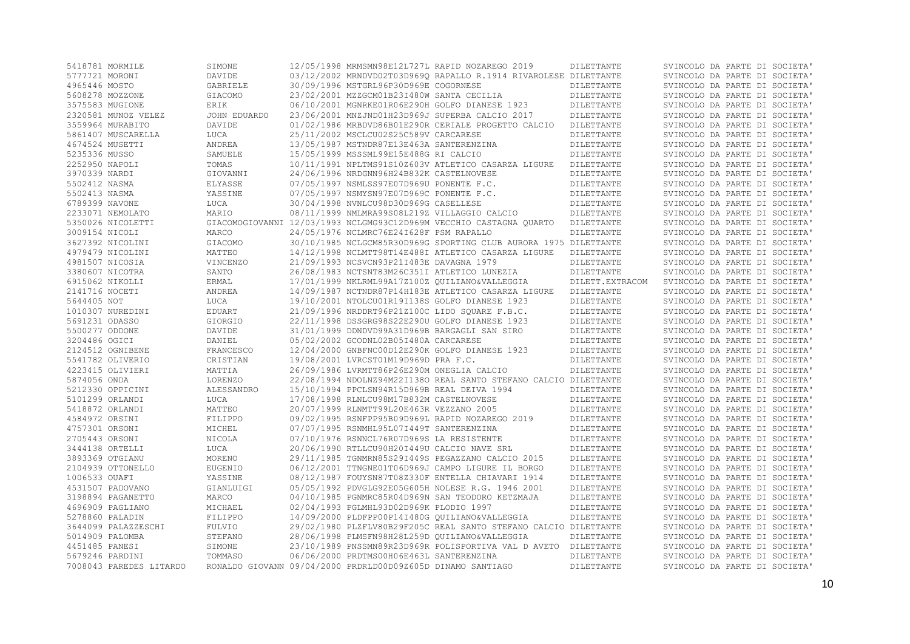| | | | | | | | |
|---|---|---|---|---|---|---|---|
| 5418781 | MORMILE | SIMONE | 12/05/1998 | MRMSMN98E12L727L | RAPID NOZAREGO 2019 | DILETTANTE | SVINCOLO DA PARTE DI SOCIETA' |
| 5777721 | MORONI | DAVIDE | 03/12/2002 | MRNDVD02T03D969Q | RAPALLO R.1914 RIVAROLESE | DILETTANTE | SVINCOLO DA PARTE DI SOCIETA' |
| 4965446 | MOSTO | GABRIELE | 30/09/1996 | MSTGRL96P30D969E | COGORNESE | DILETTANTE | SVINCOLO DA PARTE DI SOCIETA' |
| 5608278 | MOZZONE | GIACOMO | 23/02/2001 | MZZGCM01B23I480W | SANTA CECILIA | DILETTANTE | SVINCOLO DA PARTE DI SOCIETA' |
| 3575583 | MUGIONE | ERIK | 06/10/2001 | MGNRKE01R06E290H | GOLFO DIANESE 1923 | DILETTANTE | SVINCOLO DA PARTE DI SOCIETA' |
| 2320581 | MUNOZ VELEZ | JOHN EDUARDO | 23/06/2001 | MNZJND01H23D969J | SUPERBA CALCIO 2017 | DILETTANTE | SVINCOLO DA PARTE DI SOCIETA' |
| 3559964 | MURABITO | DAVIDE | 01/02/1986 | MRBDVD86B01E290R | CERIALE PROGETTO CALCIO | DILETTANTE | SVINCOLO DA PARTE DI SOCIETA' |
| 5861407 | MUSCARELLA | LUCA | 25/11/2002 | MSCLCU02S25C589V | CARCARESE | DILETTANTE | SVINCOLO DA PARTE DI SOCIETA' |
| 4674524 | MUSETTI | ANDREA | 13/05/1987 | MSTNDR87E13E463A | SANTERENZINA | DILETTANTE | SVINCOLO DA PARTE DI SOCIETA' |
| 5235336 | MUSSO | SAMUELE | 15/05/1999 | MSSSML99E15E488G | RI CALCIO | DILETTANTE | SVINCOLO DA PARTE DI SOCIETA' |
| 2252950 | NAPOLI | TOMAS | 10/11/1991 | NPLTMS91S10Z603V | ATLETICO CASARZA LIGURE | DILETTANTE | SVINCOLO DA PARTE DI SOCIETA' |
| 3970339 | NARDI | GIOVANNI | 24/06/1996 | NRDGNN96H24B832K | CASTELNOVESE | DILETTANTE | SVINCOLO DA PARTE DI SOCIETA' |
| 5502412 | NASMA | ELYASSE | 07/05/1997 | NSMLSS97E07D969U | PONENTE F.C. | DILETTANTE | SVINCOLO DA PARTE DI SOCIETA' |
| 5502413 | NASMA | YASSINE | 07/05/1997 | NSMYSN97E07D969C | PONENTE F.C. | DILETTANTE | SVINCOLO DA PARTE DI SOCIETA' |
| 6789399 | NAVONE | LUCA | 30/04/1998 | NVNLCU98D30D969G | CASELLESE | DILETTANTE | SVINCOLO DA PARTE DI SOCIETA' |
| 2233071 | NEMOLATO | MARIO | 08/11/1999 | NMLMRA99S08L219Z | VILLAGGIO CALCIO | DILETTANTE | SVINCOLO DA PARTE DI SOCIETA' |
| 5350026 | NICOLETTI | GIACOMOGIOVANNI | 12/03/1993 | NCLGMG93C12D969M | VECCHIO CASTAGNA QUARTO | DILETTANTE | SVINCOLO DA PARTE DI SOCIETA' |
| 3009154 | NICOLI | MARCO | 24/05/1976 | NCLMRC76E24I628F | PSM RAPALLO | DILETTANTE | SVINCOLO DA PARTE DI SOCIETA' |
| 3627392 | NICOLINI | GIACOMO | 30/10/1985 | NCLGCM85R30D969G | SPORTING CLUB AURORA 1975 | DILETTANTE | SVINCOLO DA PARTE DI SOCIETA' |
| 4979479 | NICOLINI | MATTEO | 14/12/1998 | NCLMTT98T14E488I | ATLETICO CASARZA LIGURE | DILETTANTE | SVINCOLO DA PARTE DI SOCIETA' |
| 4981507 | NICOSIA | VINCENZO | 21/09/1993 | NCSVCN93P21I483E | DAVAGNA 1979 | DILETTANTE | SVINCOLO DA PARTE DI SOCIETA' |
| 3380607 | NICOTRA | SANTO | 26/08/1983 | NCTSNT83M26C351I | ATLETICO LUNEZIA | DILETTANTE | SVINCOLO DA PARTE DI SOCIETA' |
| 6915062 | NIKOLLI | ERMAL | 17/01/1999 | NKLRML99A17Z100Z | QUILIANO&VALLEGGIA | DILETT.EXTRACOM | SVINCOLO DA PARTE DI SOCIETA' |
| 2141716 | NOCETI | ANDREA | 14/09/1987 | NCTNDR87P14H183E | ATLETICO CASARZA LIGURE | DILETTANTE | SVINCOLO DA PARTE DI SOCIETA' |
| 5644405 | NOT | LUCA | 19/10/2001 | NTOLCU01R19I138S | GOLFO DIANESE 1923 | DILETTANTE | SVINCOLO DA PARTE DI SOCIETA' |
| 1010307 | NUREDINI | EDUART | 21/09/1996 | NRDDRT96P21Z100C | LIDO SQUARE F.B.C. | DILETTANTE | SVINCOLO DA PARTE DI SOCIETA' |
| 5691231 | ODASSO | GIORGIO | 22/11/1998 | DSSGRG98S22E290U | GOLFO DIANESE 1923 | DILETTANTE | SVINCOLO DA PARTE DI SOCIETA' |
| 5500277 | ODDONE | DAVIDE | 31/01/1999 | DDNDVD99A31D969B | BARGAGLI SAN SIRO | DILETTANTE | SVINCOLO DA PARTE DI SOCIETA' |
| 3204486 | OGICI | DANIEL | 05/02/2002 | GCODNL02B05I480A | CARCARESE | DILETTANTE | SVINCOLO DA PARTE DI SOCIETA' |
| 2124512 | OGNIBENE | FRANCESCO | 12/04/2000 | GNBFNC00D12E290K | GOLFO DIANESE 1923 | DILETTANTE | SVINCOLO DA PARTE DI SOCIETA' |
| 5541782 | OLIVERIO | CRISTIAN | 19/08/2001 | LVRCST01M19D969D | PRA F.C. | DILETTANTE | SVINCOLO DA PARTE DI SOCIETA' |
| 4223415 | OLIVIERI | MATTIA | 26/09/1986 | LVRMTT86P26E290M | ONEGLIA CALCIO | DILETTANTE | SVINCOLO DA PARTE DI SOCIETA' |
| 5874056 | ONDA | LORENZO | 22/08/1994 | NDOLNZ94M22I138O | REAL SANTO STEFANO CALCIO | DILETTANTE | SVINCOLO DA PARTE DI SOCIETA' |
| 5212330 | OPPICINI | ALESSANDRO | 15/10/1994 | PPCLSN94R15D969B | REAL DEIVA 1994 | DILETTANTE | SVINCOLO DA PARTE DI SOCIETA' |
| 5101299 | ORLANDI | LUCA | 17/08/1998 | RLNLCU98M17B832M | CASTELNOVESE | DILETTANTE | SVINCOLO DA PARTE DI SOCIETA' |
| 5418872 | ORLANDI | MATTEO | 20/07/1999 | RLNMTT99L20E463R | VEZZANO 2005 | DILETTANTE | SVINCOLO DA PARTE DI SOCIETA' |
| 4584972 | ORSINI | FILIPPO | 09/02/1995 | RSNFPP95B09D969L | RAPID NOZAREGO 2019 | DILETTANTE | SVINCOLO DA PARTE DI SOCIETA' |
| 4757301 | ORSONI | MICHEL | 07/07/1995 | RSNMHL95L07I449T | SANTERENZINA | DILETTANTE | SVINCOLO DA PARTE DI SOCIETA' |
| 2705443 | ORSONI | NICOLA | 07/10/1976 | RSNNCL76R07D969S | LA RESISTENTE | DILETTANTE | SVINCOLO DA PARTE DI SOCIETA' |
| 3444138 | ORTELLI | LUCA | 20/06/1990 | RTLLCU90H20I449U | CALCIO NAVE SRL | DILETTANTE | SVINCOLO DA PARTE DI SOCIETA' |
| 3893369 | OTGIANU | MORENO | 29/11/1985 | TGNMRN85S29I449S | PEGAZZANO CALCIO 2015 | DILETTANTE | SVINCOLO DA PARTE DI SOCIETA' |
| 2104939 | OTTONELLO | EUGENIO | 06/12/2001 | TTNGNE01T06D969J | CAMPO LIGURE IL BORGO | DILETTANTE | SVINCOLO DA PARTE DI SOCIETA' |
| 1006533 | OUAFI | YASSINE | 08/12/1987 | FOUYSN87T08Z330F | ENTELLA CHIAVARI 1914 | DILETTANTE | SVINCOLO DA PARTE DI SOCIETA' |
| 4531507 | PADOVANO | GIANLUIGI | 05/05/1992 | PDVGLG92E05G605H | NOLESE R.G. 1946 2001 | DILETTANTE | SVINCOLO DA PARTE DI SOCIETA' |
| 3198894 | PAGANETTO | MARCO | 04/10/1985 | PGNMRC85R04D969N | SAN TEODORO KETZMAJA | DILETTANTE | SVINCOLO DA PARTE DI SOCIETA' |
| 4696909 | PAGLIANO | MICHAEL | 02/04/1993 | PGLMHL93D02D969K | PLODIO 1997 | DILETTANTE | SVINCOLO DA PARTE DI SOCIETA' |
| 5278860 | PALADIN | FILIPPO | 14/09/2000 | PLDFPP00P14I480G | QUILIANO&VALLEGGIA | DILETTANTE | SVINCOLO DA PARTE DI SOCIETA' |
| 3644099 | PALAZZESCHI | FULVIO | 29/02/1980 | PLZFLV80B29F205C | REAL SANTO STEFANO CALCIO | DILETTANTE | SVINCOLO DA PARTE DI SOCIETA' |
| 5014909 | PALOMBA | STEFANO | 28/06/1998 | PLMSFN98H28L259D | QUILIANO&VALLEGGIA | DILETTANTE | SVINCOLO DA PARTE DI SOCIETA' |
| 4451485 | PANESI | SIMONE | 23/10/1989 | PNSSMN89R23D969R | POLISPORTIVA VAL D AVETO | DILETTANTE | SVINCOLO DA PARTE DI SOCIETA' |
| 5679246 | PARDINI | TOMMASO | 06/06/2000 | PRDTMS00H06E463L | SANTERENZINA | DILETTANTE | SVINCOLO DA PARTE DI SOCIETA' |
| 7008043 | PAREDES LITARDO | RONALDO GIOVANN | 09/04/2000 | PRDRLD00D09Z605D | DINAMO SANTIAGO | DILETTANTE | SVINCOLO DA PARTE DI SOCIETA' |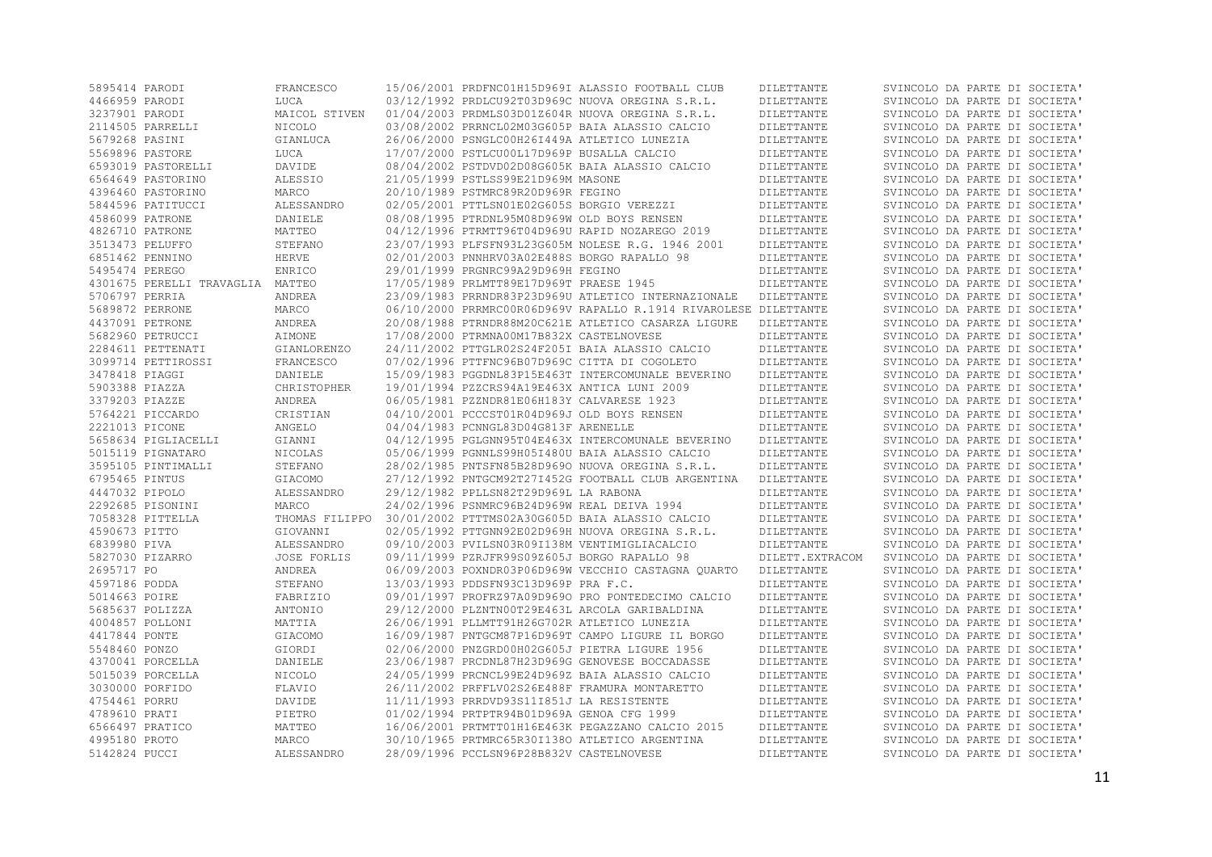| | | | | | | | |
|---|---|---|---|---|---|---|---|
| 5895414 | PARODI | FRANCESCO | 15/06/2001 | PRDFNC01H15D969I | ALASSIO FOOTBALL CLUB | DILETTANTE | SVINCOLO DA PARTE DI SOCIETA' |
| 4466959 | PARODI | LUCA | 03/12/1992 | PRDLCU92T03D969C | NUOVA OREGINA S.R.L. | DILETTANTE | SVINCOLO DA PARTE DI SOCIETA' |
| 3237901 | PARODI | MAICOL STIVEN | 01/04/2003 | PRDMLS03D01Z604R | NUOVA OREGINA S.R.L. | DILETTANTE | SVINCOLO DA PARTE DI SOCIETA' |
| 2114505 | PARRELLI | NICOLO | 03/08/2002 | PRRNCL02M03G605P | BAIA ALASSIO CALCIO | DILETTANTE | SVINCOLO DA PARTE DI SOCIETA' |
| 5679268 | PASINI | GIANLUCA | 26/06/2001 | PSNGLC00H26I449A | ATLETICO LUNEZIA | DILETTANTE | SVINCOLO DA PARTE DI SOCIETA' |
| 5569896 | PASTORE | LUCA | 17/07/2000 | PSTLCU00L17D969P | BUSALLA CALCIO | DILETTANTE | SVINCOLO DA PARTE DI SOCIETA' |
| 6593019 | PASTORELLI | DAVIDE | 08/04/2002 | PSTDVD02D08G605K | BAIA ALASSIO CALCIO | DILETTANTE | SVINCOLO DA PARTE DI SOCIETA' |
| 6564649 | PASTORINO | ALESSIO | 21/05/1999 | PSTLSS99E21D969M | MASONE | DILETTANTE | SVINCOLO DA PARTE DI SOCIETA' |
| 4396460 | PASTORINO | MARCO | 20/10/1989 | PSTMRC89R20D969R | FEGINO | DILETTANTE | SVINCOLO DA PARTE DI SOCIETA' |
| 5844596 | PATITUCCI | ALESSANDRO | 02/05/2001 | PTTLSN01E02G605S | BORGIO VEREZZI | DILETTANTE | SVINCOLO DA PARTE DI SOCIETA' |
| 4586099 | PATRONE | DANIELE | 08/08/1995 | PTRDNL95M08D969W | OLD BOYS RENSEN | DILETTANTE | SVINCOLO DA PARTE DI SOCIETA' |
| 4826710 | PATRONE | MATTEO | 04/12/1996 | PTRMTT96T04D969U | RAPID NOZAREGO 2019 | DILETTANTE | SVINCOLO DA PARTE DI SOCIETA' |
| 3513473 | PELUFFO | STEFANO | 23/07/1993 | PLFSFN93L23G605M | NOLESE R.G. 1946 2001 | DILETTANTE | SVINCOLO DA PARTE DI SOCIETA' |
| 6851462 | PENNINO | HERVE | 02/01/2003 | PNNHRV03A02E488S | BORGO RAPALLO 98 | DILETTANTE | SVINCOLO DA PARTE DI SOCIETA' |
| 5495474 | PEREGO | ENRICO | 29/01/1999 | PRGNRC99A29D969H | FEGINO | DILETTANTE | SVINCOLO DA PARTE DI SOCIETA' |
| 4301675 | PERELLI TRAVAGLIA | MATTEO | 17/05/1989 | PRLMTT89E17D969T | PRAESE 1945 | DILETTANTE | SVINCOLO DA PARTE DI SOCIETA' |
| 5706797 | PERRIA | ANDREA | 23/09/1983 | PRRNDR83P23D969U | ATLETICO INTERNAZIONALE | DILETTANTE | SVINCOLO DA PARTE DI SOCIETA' |
| 5689872 | PERRONE | MARCO | 06/10/2000 | PRRMRC00R06D969V | RAPALLO R.1914 RIVAROLESE | DILETTANTE | SVINCOLO DA PARTE DI SOCIETA' |
| 4437091 | PETRONE | ANDREA | 20/08/1988 | PTRNDR88M20C621E | ATLETICO CASARZA LIGURE | DILETTANTE | SVINCOLO DA PARTE DI SOCIETA' |
| 5682960 | PETRUCCI | AIMONE | 17/08/2000 | PTRMNA00M17B832X | CASTELNOVESE | DILETTANTE | SVINCOLO DA PARTE DI SOCIETA' |
| 2284611 | PETTENATI | GIANLORENZO | 24/11/2002 | PTTGLR02S24F205I | BAIA ALASSIO CALCIO | DILETTANTE | SVINCOLO DA PARTE DI SOCIETA' |
| 3099714 | PETTIROSSI | FRANCESCO | 07/02/1996 | PTTFNC96B07D969C | CITTA DI COGOLETO | DILETTANTE | SVINCOLO DA PARTE DI SOCIETA' |
| 3478418 | PIAGGI | DANIELE | 15/09/1983 | PGGDNL83P15E463T | INTERCOMUNALE BEVERINO | DILETTANTE | SVINCOLO DA PARTE DI SOCIETA' |
| 5903388 | PIAZZA | CHRISTOPHER | 19/01/1994 | PZZCRS94A19E463X | ANTICA LUNI 2009 | DILETTANTE | SVINCOLO DA PARTE DI SOCIETA' |
| 3379203 | PIAZZE | ANDREA | 06/05/1981 | PZZNDR81E06H183Y | CALVARESE 1923 | DILETTANTE | SVINCOLO DA PARTE DI SOCIETA' |
| 5764221 | PICCARDO | CRISTIAN | 04/10/2001 | PCCCST01R04D969J | OLD BOYS RENSEN | DILETTANTE | SVINCOLO DA PARTE DI SOCIETA' |
| 2221013 | PICONE | ANGELO | 04/04/1983 | PCNNGL83D04G813F | ARENELLE | DILETTANTE | SVINCOLO DA PARTE DI SOCIETA' |
| 5658634 | PIGLIACELLI | GIANNI | 04/12/1995 | PGLGNN95T04E463X | INTERCOMUNALE BEVERINO | DILETTANTE | SVINCOLO DA PARTE DI SOCIETA' |
| 5015119 | PIGNATARO | NICOLAS | 05/06/1999 | PGNNLS99H05I480U | BAIA ALASSIO CALCIO | DILETTANTE | SVINCOLO DA PARTE DI SOCIETA' |
| 3595105 | PINTIMALLI | STEFANO | 28/02/1985 | PNTSFN85B28D969O | NUOVA OREGINA S.R.L. | DILETTANTE | SVINCOLO DA PARTE DI SOCIETA' |
| 6795465 | PINTUS | GIACOMO | 27/12/1992 | PNTGCM92T27I452G | FOOTBALL CLUB ARGENTINA | DILETTANTE | SVINCOLO DA PARTE DI SOCIETA' |
| 4447032 | PIPOLO | ALESSANDRO | 29/12/1982 | PPLLSN82T29D969L | LA RABONA | DILETTANTE | SVINCOLO DA PARTE DI SOCIETA' |
| 2292685 | PISONINI | MARCO | 24/02/1996 | PSNMRC96B24D969W | REAL DEIVA 1994 | DILETTANTE | SVINCOLO DA PARTE DI SOCIETA' |
| 7058328 | PITTELLA | THOMAS FILIPPO | 30/01/2002 | PTTTMS02A30G605D | BAIA ALASSIO CALCIO | DILETTANTE | SVINCOLO DA PARTE DI SOCIETA' |
| 4590673 | PITTO | GIOVANNI | 02/05/1992 | PTTGNN92E02D969H | NUOVA OREGINA S.R.L. | DILETTANTE | SVINCOLO DA PARTE DI SOCIETA' |
| 6839980 | PIVA | ALESSANDRO | 09/10/2003 | PVILSN03R09I138M | VENTIMIGLIACALCIO | DILETTANTE | SVINCOLO DA PARTE DI SOCIETA' |
| 5827030 | PIZARRO | JOSE FORLIS | 09/11/1999 | PZRJFR99S09Z605J | BORGO RAPALLO 98 | DILETT.EXTRACOM | SVINCOLO DA PARTE DI SOCIETA' |
| 2695717 | PO | ANDREA | 06/09/2003 | POXNDR03P06D969W | VECCHIO CASTAGNA QUARTO | DILETTANTE | SVINCOLO DA PARTE DI SOCIETA' |
| 4597186 | PODDA | STEFANO | 13/03/1993 | PDDSFN93C13D969P | PRA F.C. | DILETTANTE | SVINCOLO DA PARTE DI SOCIETA' |
| 5014663 | POIRE | FABRIZIO | 09/01/1997 | PROFRZ97A09D969O | PRO PONTEDECIMO CALCIO | DILETTANTE | SVINCOLO DA PARTE DI SOCIETA' |
| 5685637 | POLIZZA | ANTONIO | 29/12/2000 | PLZNTN00T29E463L | ARCOLA GARIBALDINA | DILETTANTE | SVINCOLO DA PARTE DI SOCIETA' |
| 4004857 | POLLONI | MATTIA | 26/06/1991 | PLLMTT91H26G702R | ATLETICO LUNEZIA | DILETTANTE | SVINCOLO DA PARTE DI SOCIETA' |
| 4417844 | PONTE | GIACOMO | 16/09/1987 | PNTGCM87P16D969T | CAMPO LIGURE IL BORGO | DILETTANTE | SVINCOLO DA PARTE DI SOCIETA' |
| 5548460 | PONZO | GIORDI | 02/06/2000 | PNZGRD00H02G605J | PIETRA LIGURE 1956 | DILETTANTE | SVINCOLO DA PARTE DI SOCIETA' |
| 4370041 | PORCELLA | DANIELE | 23/06/1987 | PRCDNL87H23D969G | GENOVESE BOCCADASSE | DILETTANTE | SVINCOLO DA PARTE DI SOCIETA' |
| 5015039 | PORCELLA | NICOLO | 24/05/1999 | PRCNCL99E24D969Z | BAIA ALASSIO CALCIO | DILETTANTE | SVINCOLO DA PARTE DI SOCIETA' |
| 3030000 | PORFIDO | FLAVIO | 26/11/2002 | PRFFLV02S26E488F | FRAMURA MONTARETTO | DILETTANTE | SVINCOLO DA PARTE DI SOCIETA' |
| 4754461 | PORRU | DAVIDE | 11/11/1993 | PRRDVD93S11I851J | LA RESISTENTE | DILETTANTE | SVINCOLO DA PARTE DI SOCIETA' |
| 4789610 | PRATI | PIETRO | 01/02/1994 | PRTPTR94B01D969A | GENOA CFG 1999 | DILETTANTE | SVINCOLO DA PARTE DI SOCIETA' |
| 6566497 | PRATICO | MATTEO | 16/06/2001 | PRTMTT01H16E463K | PEGAZZANO CALCIO 2015 | DILETTANTE | SVINCOLO DA PARTE DI SOCIETA' |
| 4995180 | PROTO | MARCO | 30/10/1965 | PRTMRC65R30I138O | ATLETICO ARGENTINA | DILETTANTE | SVINCOLO DA PARTE DI SOCIETA' |
| 5142824 | PUCCI | ALESSANDRO | 28/09/1996 | PCCLSN96P28B832V | CASTELNOVESE | DILETTANTE | SVINCOLO DA PARTE DI SOCIETA' |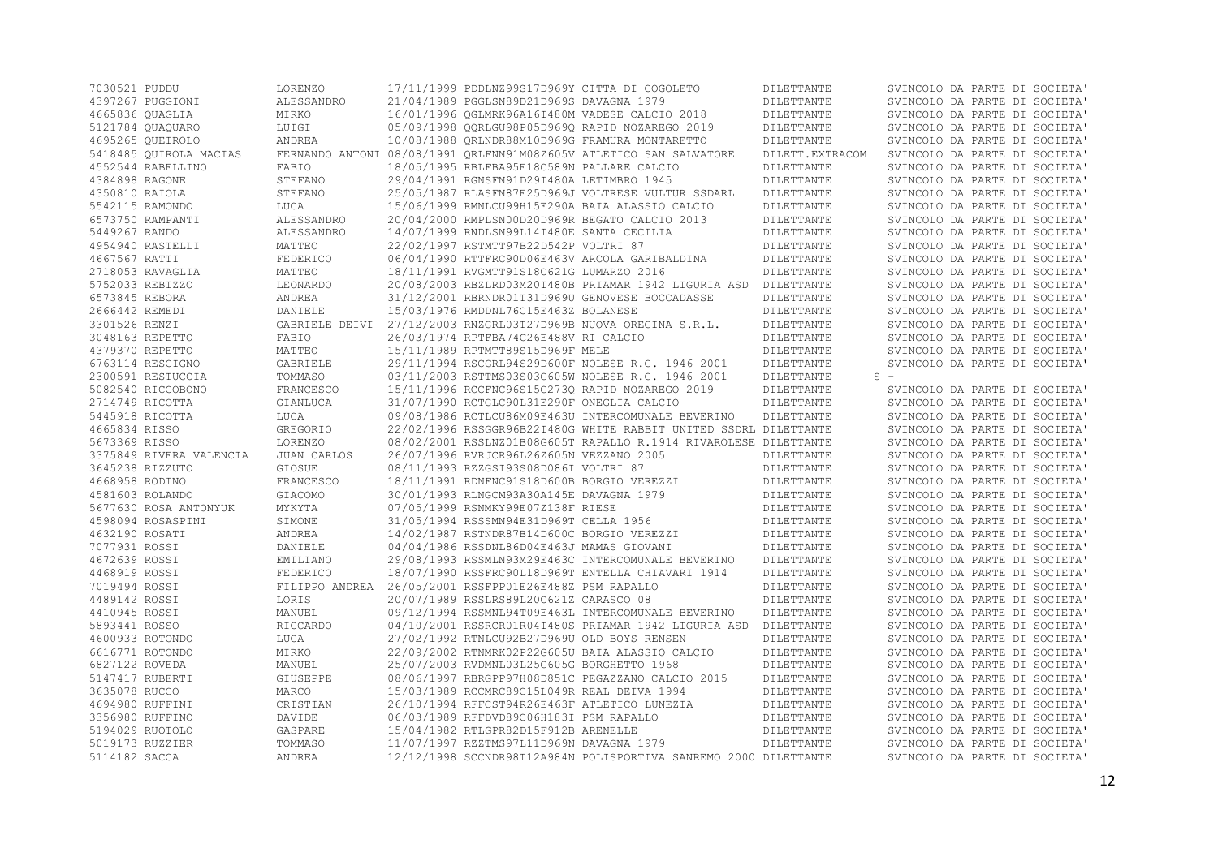| | | | | | | | |
|---|---|---|---|---|---|---|---|
| 7030521 | PUDDU | LORENZO | 17/11/1999 | PDDLNZ99S17D969Y | CITTA DI COGOLETO | DILETTANTE | SVINCOLO DA PARTE DI SOCIETA' |
| 4397267 | PUGGIONI | ALESSANDRO | 21/04/1989 | PGGLSN89D21D969S | DAVAGNA 1979 | DILETTANTE | SVINCOLO DA PARTE DI SOCIETA' |
| 4665836 | QUAGLIA | MIRKO | 16/01/1996 | QGLMRK96A16I480M | VADESE CALCIO 2018 | DILETTANTE | SVINCOLO DA PARTE DI SOCIETA' |
| 5121784 | QUAQUARO | LUIGI | 05/09/1998 | QQRLGU98P05D969Q | RAPID NOZAREGO 2019 | DILETTANTE | SVINCOLO DA PARTE DI SOCIETA' |
| 4695265 | QUEIROLO | ANDREA | 10/08/1988 | QRLNDR88M10D969G | FRAMURA MONTARETTO | DILETTANTE | SVINCOLO DA PARTE DI SOCIETA' |
| 5418485 | QUIROLA MACIAS | FERNANDO ANTONI | 08/08/1991 | QRLFNN91M08Z605V | ATLETICO SAN SALVATORE | DILETT.EXTRACOM | SVINCOLO DA PARTE DI SOCIETA' |
| 4552544 | RABELLINO | FABIO | 18/05/1995 | RBLFBA95E18C589N | PALLARE CALCIO | DILETTANTE | SVINCOLO DA PARTE DI SOCIETA' |
| 4384898 | RAGONE | STEFANO | 29/04/1991 | RGNSFN91D29I480A | LETIMBRO 1945 | DILETTANTE | SVINCOLO DA PARTE DI SOCIETA' |
| 4350810 | RAIOLA | STEFANO | 25/05/1987 | RLASFN87E25D969J | VOLTRESE VULTUR SSDARL | DILETTANTE | SVINCOLO DA PARTE DI SOCIETA' |
| 5542115 | RAMONDO | LUCA | 15/06/1999 | RMNLCU99H15E290A | BAIA ALASSIO CALCIO | DILETTANTE | SVINCOLO DA PARTE DI SOCIETA' |
| 6573750 | RAMPANTI | ALESSANDRO | 20/04/2000 | RMPLSN00D20D969R | BEGATO CALCIO 2013 | DILETTANTE | SVINCOLO DA PARTE DI SOCIETA' |
| 5449267 | RANDO | ALESSANDRO | 14/07/1999 | RNDLSN99L14I480E | SANTA CECILIA | DILETTANTE | SVINCOLO DA PARTE DI SOCIETA' |
| 4954940 | RASTELLI | MATTEO | 22/02/1997 | RSTMTT97B22D542P | VOLTRI 87 | DILETTANTE | SVINCOLO DA PARTE DI SOCIETA' |
| 4667567 | RATTI | FEDERICO | 06/04/1990 | RTTFRC90D06E463V | ARCOLA GARIBALDINA | DILETTANTE | SVINCOLO DA PARTE DI SOCIETA' |
| 2718053 | RAVAGLIA | MATTEO | 18/11/1991 | RVGMTT91S18C621G | LUMARZO 2016 | DILETTANTE | SVINCOLO DA PARTE DI SOCIETA' |
| 5752033 | REBIZZO | LEONARDO | 20/08/2003 | RBZLRD03M20I480B | PRIAMAR 1942 LIGURIA ASD | DILETTANTE | SVINCOLO DA PARTE DI SOCIETA' |
| 6573845 | REBORA | ANDREA | 31/12/2001 | RBRNDR01T31D969U | GENOVESE BOCCADASSE | DILETTANTE | SVINCOLO DA PARTE DI SOCIETA' |
| 2666442 | REMEDI | DANIELE | 15/03/1976 | RMDDNL76C15E463Z | BOLANESE | DILETTANTE | SVINCOLO DA PARTE DI SOCIETA' |
| 3301526 | RENZI | GABRIELE DEIVI | 27/12/2003 | RNZGRL03T27D969B | NUOVA OREGINA S.R.L. | DILETTANTE | SVINCOLO DA PARTE DI SOCIETA' |
| 3048163 | REPETTO | FABIO | 26/03/1974 | RPTFBA74C26E488V | RI CALCIO | DILETTANTE | SVINCOLO DA PARTE DI SOCIETA' |
| 4379370 | REPETTO | MATTEO | 15/11/1989 | RPTMTT89S15D969F | MELE | DILETTANTE | SVINCOLO DA PARTE DI SOCIETA' |
| 6763114 | RESCIGNO | GABRIELE | 29/11/1994 | RSCGRL94S29D600F | NOLESE R.G. 1946 2001 | DILETTANTE | SVINCOLO DA PARTE DI SOCIETA' |
| 2300591 | RESTUCCIA | TOMMASO | 03/11/2003 | RSTTMS03S03G605W | NOLESE R.G. 1946 2001 | DILETTANTE | S - |
| 5082540 | RICCOBONO | FRANCESCO | 15/11/1996 | RCCFNC96S15G273Q | RAPID NOZAREGO 2019 | DILETTANTE | SVINCOLO DA PARTE DI SOCIETA' |
| 2714749 | RICOTTA | GIANLUCA | 31/07/1990 | RCTGLC90L31E290F | ONEGLIA CALCIO | DILETTANTE | SVINCOLO DA PARTE DI SOCIETA' |
| 5445918 | RICOTTA | LUCA | 09/08/1986 | RCTLCU86M09E463U | INTERCOMUNALE BEVERINO | DILETTANTE | SVINCOLO DA PARTE DI SOCIETA' |
| 4665834 | RISSO | GREGORIO | 22/02/1996 | RSSGGR96B22I480G | WHITE RABBIT UNITED SSDRL | DILETTANTE | SVINCOLO DA PARTE DI SOCIETA' |
| 5673369 | RISSO | LORENZO | 08/02/2001 | RSSLNZ01B08G605T | RAPALLO R.1914 RIVAROLESE | DILETTANTE | SVINCOLO DA PARTE DI SOCIETA' |
| 3375849 | RIVERA VALENCIA | JUAN CARLOS | 26/07/1996 | RVRJCR96L26Z605N | VEZZANO 2005 | DILETTANTE | SVINCOLO DA PARTE DI SOCIETA' |
| 3645238 | RIZZUTO | GIOSUE | 08/11/1993 | RZZGSI93S08D086I | VOLTRI 87 | DILETTANTE | SVINCOLO DA PARTE DI SOCIETA' |
| 4668958 | RODINO | FRANCESCO | 18/11/1991 | RDNFNC91S18D600B | BORGIO VEREZZI | DILETTANTE | SVINCOLO DA PARTE DI SOCIETA' |
| 4581603 | ROLANDO | GIACOMO | 30/01/1993 | RLNGCM93A30A145E | DAVAGNA 1979 | DILETTANTE | SVINCOLO DA PARTE DI SOCIETA' |
| 5677630 | ROSA ANTONYUK | MYKYTA | 07/05/1999 | RSNMKY99E07Z138F | RIESE | DILETTANTE | SVINCOLO DA PARTE DI SOCIETA' |
| 4598094 | ROSASPINI | SIMONE | 31/05/1994 | RSSSMN94E31D969T | CELLA 1956 | DILETTANTE | SVINCOLO DA PARTE DI SOCIETA' |
| 4632190 | ROSATI | ANDREA | 14/02/1987 | RSTNDR87B14D600C | BORGIO VEREZZI | DILETTANTE | SVINCOLO DA PARTE DI SOCIETA' |
| 7077931 | ROSSI | DANIELE | 04/04/1986 | RSSDNL86D04E463J | MAMAS GIOVANI | DILETTANTE | SVINCOLO DA PARTE DI SOCIETA' |
| 4672639 | ROSSI | EMILIANO | 29/08/1993 | RSSMLN93M29E463C | INTERCOMUNALE BEVERINO | DILETTANTE | SVINCOLO DA PARTE DI SOCIETA' |
| 4468919 | ROSSI | FEDERICO | 18/07/1990 | RSSFRC90L18D969T | ENTELLA CHIAVARI 1914 | DILETTANTE | SVINCOLO DA PARTE DI SOCIETA' |
| 7019494 | ROSSI | FILIPPO ANDREA | 26/05/2001 | RSSFPP01E26E488Z | PSM RAPALLO | DILETTANTE | SVINCOLO DA PARTE DI SOCIETA' |
| 4489142 | ROSSI | LORIS | 20/07/1989 | RSSLRS89L20C621Z | CARASCO 08 | DILETTANTE | SVINCOLO DA PARTE DI SOCIETA' |
| 4410945 | ROSSI | MANUEL | 09/12/1994 | RSSMNL94T09E463L | INTERCOMUNALE BEVERINO | DILETTANTE | SVINCOLO DA PARTE DI SOCIETA' |
| 5893441 | ROSSO | RICCARDO | 04/10/2001 | RSSRCR01R04I480S | PRIAMAR 1942 LIGURIA ASD | DILETTANTE | SVINCOLO DA PARTE DI SOCIETA' |
| 4600933 | ROTONDO | LUCA | 27/02/1992 | RTNLCU92B27D969U | OLD BOYS RENSEN | DILETTANTE | SVINCOLO DA PARTE DI SOCIETA' |
| 6616771 | ROTONDO | MIRKO | 22/09/2002 | RTNMRK02P22G605U | BAIA ALASSIO CALCIO | DILETTANTE | SVINCOLO DA PARTE DI SOCIETA' |
| 6827122 | ROVEDA | MANUEL | 25/07/2003 | RVDMNL03L25G605G | BORGHETTO 1968 | DILETTANTE | SVINCOLO DA PARTE DI SOCIETA' |
| 5147417 | RUBERTI | GIUSEPPE | 08/06/1997 | RBRGPP97H08D851C | PEGAZZANO CALCIO 2015 | DILETTANTE | SVINCOLO DA PARTE DI SOCIETA' |
| 3635078 | RUCCO | MARCO | 15/03/1989 | RCCMRC89C15L049R | REAL DEIVA 1994 | DILETTANTE | SVINCOLO DA PARTE DI SOCIETA' |
| 4694980 | RUFFINI | CRISTIAN | 26/10/1994 | RFFCST94R26E463F | ATLETICO LUNEZIA | DILETTANTE | SVINCOLO DA PARTE DI SOCIETA' |
| 3356980 | RUFFINO | DAVIDE | 06/03/1989 | RFFDVD89C06H183I | PSM RAPALLO | DILETTANTE | SVINCOLO DA PARTE DI SOCIETA' |
| 5194029 | RUOTOLO | GASPARE | 15/04/1982 | RTLGPR82D15F912B | ARENELLE | DILETTANTE | SVINCOLO DA PARTE DI SOCIETA' |
| 5019173 | RUZZIER | TOMMASO | 11/07/1997 | RZZTMS97L11D969N | DAVAGNA 1979 | DILETTANTE | SVINCOLO DA PARTE DI SOCIETA' |
| 5114182 | SACCA | ANDREA | 12/12/1998 | SCCNDR98T12A984N | POLISPORTIVA SANREMO 2000 | DILETTANTE | SVINCOLO DA PARTE DI SOCIETA' |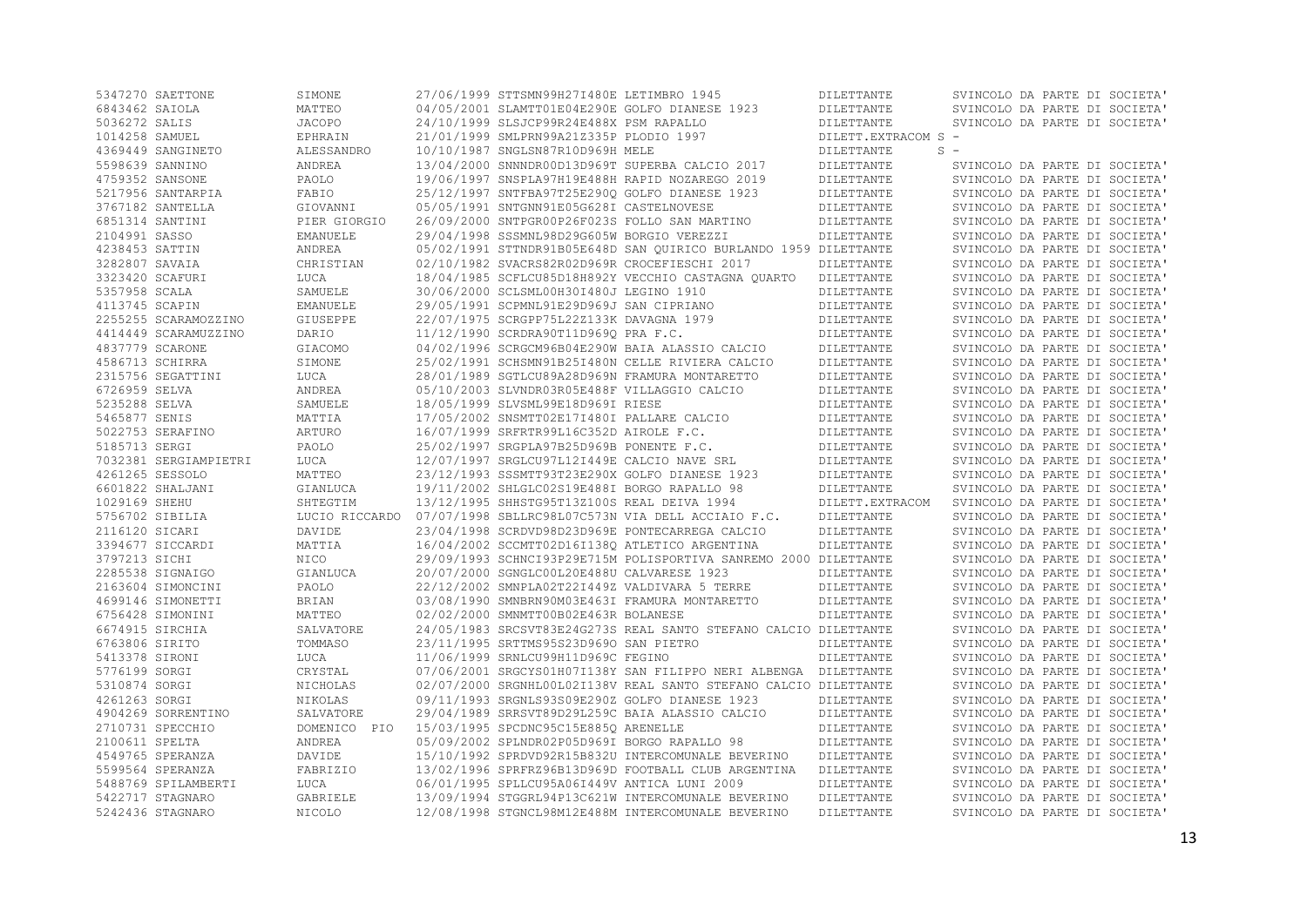| | | | | | | |
|---|---|---|---|---|---|---|
| 5347270 | SAETTONE | SIMONE | 27/06/1999 STTSMN99H27I480E | LETIMBRO 1945 | DILETTANTE | SVINCOLO DA PARTE DI SOCIETA' |
| 6843462 | SAIOLA | MATTEO | 04/05/2001 SLAMTT01E04E290E | GOLFO DIANESE 1923 | DILETTANTE | SVINCOLO DA PARTE DI SOCIETA' |
| 5036272 | SALIS | JACOPO | 24/10/1999 SLSJCP99R24E488X | PSM RAPALLO | DILETTANTE | SVINCOLO DA PARTE DI SOCIETA' |
| 1014258 | SAMUEL | EPHRAIN | 21/01/1999 SMLPRN99A21Z335P | PLODIO 1997 | DILETT.EXTRACOM S | - |
| 4369449 | SANGINETO | ALESSANDRO | 10/10/1987 SNGLSN87R10D969H | MELE | DILETTANTE S | - |
| 5598639 | SANNINO | ANDREA | 13/04/2000 SNNNDR00D13D969T | SUPERBA CALCIO 2017 | DILETTANTE | SVINCOLO DA PARTE DI SOCIETA' |
| 4759352 | SANSONE | PAOLO | 19/06/1997 SNSPLA97H19E488H | RAPID NOZAREGO 2019 | DILETTANTE | SVINCOLO DA PARTE DI SOCIETA' |
| 5217956 | SANTARPIA | FABIO | 25/12/1997 SNTFBA97T25E290Q | GOLFO DIANESE 1923 | DILETTANTE | SVINCOLO DA PARTE DI SOCIETA' |
| 3767182 | SANTELLA | GIOVANNI | 05/05/1991 SNTGNN91E05G628I | CASTELNOVESE | DILETTANTE | SVINCOLO DA PARTE DI SOCIETA' |
| 6851314 | SANTINI | PIER GIORGIO | 26/09/2000 SNTPGR00P26F023S | FOLLO SAN MARTINO | DILETTANTE | SVINCOLO DA PARTE DI SOCIETA' |
| 2104991 | SASSO | EMANUELE | 29/04/1998 SSSMNL98D29G605W | BORGIO VEREZZI | DILETTANTE | SVINCOLO DA PARTE DI SOCIETA' |
| 4238453 | SATTIN | ANDREA | 05/02/1991 STTNDR91B05E648D | SAN QUIRICO BURLANDO 1959 | DILETTANTE | SVINCOLO DA PARTE DI SOCIETA' |
| 3282807 | SAVAIA | CHRISTIAN | 02/10/1982 SVACRS82R02D969R | CROCEFIESCHI 2017 | DILETTANTE | SVINCOLO DA PARTE DI SOCIETA' |
| 3323420 | SCAFURI | LUCA | 18/04/1985 SCFLCU85D18H892Y | VECCHIO CASTAGNA QUARTO | DILETTANTE | SVINCOLO DA PARTE DI SOCIETA' |
| 5357958 | SCALA | SAMUELE | 30/06/2000 SCLSML00H30I480J | LEGINO 1910 | DILETTANTE | SVINCOLO DA PARTE DI SOCIETA' |
| 4113745 | SCAPIN | EMANUELE | 29/05/1991 SCPMNL91E29D969J | SAN CIPRIANO | DILETTANTE | SVINCOLO DA PARTE DI SOCIETA' |
| 2255255 | SCARAMOZZINO | GIUSEPPE | 22/07/1975 SCRGPP75L22Z133K | DAVAGNA 1979 | DILETTANTE | SVINCOLO DA PARTE DI SOCIETA' |
| 4414449 | SCARAMUZZINO | DARIO | 11/12/1990 SCRDRA90T11D969Q | PRA F.C. | DILETTANTE | SVINCOLO DA PARTE DI SOCIETA' |
| 4837779 | SCARONE | GIACOMO | 04/02/1996 SCRGCM96B04E290W | BAIA ALASSIO CALCIO | DILETTANTE | SVINCOLO DA PARTE DI SOCIETA' |
| 4586713 | SCHIRRA | SIMONE | 25/02/1991 SCHSMN91B25I480N | CELLE RIVIERA CALCIO | DILETTANTE | SVINCOLO DA PARTE DI SOCIETA' |
| 2315756 | SEGATTINI | LUCA | 28/01/1989 SGTLCU89A28D969N | FRAMURA MONTARETTO | DILETTANTE | SVINCOLO DA PARTE DI SOCIETA' |
| 6726959 | SELVA | ANDREA | 05/10/2003 SLVNDR03R05E488F | VILLAGGIO CALCIO | DILETTANTE | SVINCOLO DA PARTE DI SOCIETA' |
| 5235288 | SELVA | SAMUELE | 18/05/1999 SLVSML99E18D969I | RIESE | DILETTANTE | SVINCOLO DA PARTE DI SOCIETA' |
| 5465877 | SENIS | MATTIA | 17/05/2002 SNSMTT02E17I480I | PALLARE CALCIO | DILETTANTE | SVINCOLO DA PARTE DI SOCIETA' |
| 5022753 | SERAFINO | ARTURO | 16/07/1999 SRFRTR99L16C352D | AIROLE F.C. | DILETTANTE | SVINCOLO DA PARTE DI SOCIETA' |
| 5185713 | SERGI | PAOLO | 25/02/1997 SRGPLA97B25D969B | PONENTE F.C. | DILETTANTE | SVINCOLO DA PARTE DI SOCIETA' |
| 7032381 | SERGIAMPIETRI | LUCA | 12/07/1997 SRGLCU97L12I449E | CALCIO NAVE SRL | DILETTANTE | SVINCOLO DA PARTE DI SOCIETA' |
| 4261265 | SESSOLO | MATTEO | 23/12/1993 SSSMTT93T23E290X | GOLFO DIANESE 1923 | DILETTANTE | SVINCOLO DA PARTE DI SOCIETA' |
| 6601822 | SHALJANI | GIANLUCA | 19/11/2002 SHLGLC02S19E488I | BORGO RAPALLO 98 | DILETTANTE | SVINCOLO DA PARTE DI SOCIETA' |
| 1029169 | SHEHU | SHTEGTIM | 13/12/1995 SHHSTG95T13Z100S | REAL DEIVA 1994 | DILETT.EXTRACOM | SVINCOLO DA PARTE DI SOCIETA' |
| 5756702 | SIBILIA | LUCIO RICCARDO | 07/07/1998 SBLLRC98L07C573N | VIA DELL ACCIAIO F.C. | DILETTANTE | SVINCOLO DA PARTE DI SOCIETA' |
| 2116120 | SICARI | DAVIDE | 23/04/1998 SCRDVD98D23D969E | PONTECARREGA CALCIO | DILETTANTE | SVINCOLO DA PARTE DI SOCIETA' |
| 3394677 | SICCARDI | MATTIA | 16/04/2002 SCCMTT02D16I138Q | ATLETICO ARGENTINA | DILETTANTE | SVINCOLO DA PARTE DI SOCIETA' |
| 3797213 | SICHI | NICO | 29/09/1993 SCHNCI93P29E715M | POLISPORTIVA SANREMO 2000 | DILETTANTE | SVINCOLO DA PARTE DI SOCIETA' |
| 2285538 | SIGNAIGO | GIANLUCA | 20/07/2000 SGNGLC00L20E488U | CALVARESE 1923 | DILETTANTE | SVINCOLO DA PARTE DI SOCIETA' |
| 2163604 | SIMONCINI | PAOLO | 22/12/2002 SMNPLA02T22I449Z | VALDIVARA 5 TERRE | DILETTANTE | SVINCOLO DA PARTE DI SOCIETA' |
| 4699146 | SIMONETTI | BRIAN | 03/08/1990 SMNBRN90M03E463I | FRAMURA MONTARETTO | DILETTANTE | SVINCOLO DA PARTE DI SOCIETA' |
| 6756428 | SIMONINI | MATTEO | 02/02/2000 SMNMTT00B02E463R | BOLANESE | DILETTANTE | SVINCOLO DA PARTE DI SOCIETA' |
| 6674915 | SIRCHIA | SALVATORE | 24/05/1983 SRCSVT83E24G273S | REAL SANTO STEFANO CALCIO | DILETTANTE | SVINCOLO DA PARTE DI SOCIETA' |
| 6763806 | SIRITO | TOMMASO | 23/11/1995 SRTTMS95S23D969O | SAN PIETRO | DILETTANTE | SVINCOLO DA PARTE DI SOCIETA' |
| 5413378 | SIRONI | LUCA | 11/06/1999 SRNLCU99H11D969C | FEGINO | DILETTANTE | SVINCOLO DA PARTE DI SOCIETA' |
| 5776199 | SORGI | CRYSTAL | 07/06/2001 SRGCYS01H07I138Y | SAN FILIPPO NERI ALBENGA | DILETTANTE | SVINCOLO DA PARTE DI SOCIETA' |
| 5310874 | SORGI | NICHOLAS | 02/07/2000 SRGNHL00L02I138V | REAL SANTO STEFANO CALCIO | DILETTANTE | SVINCOLO DA PARTE DI SOCIETA' |
| 4261263 | SORGI | NIKOLAS | 09/11/1993 SRGNLS93S09E290Z | GOLFO DIANESE 1923 | DILETTANTE | SVINCOLO DA PARTE DI SOCIETA' |
| 4904269 | SORRENTINO | SALVATORE | 29/04/1989 SRRSVT89D29L259C | BAIA ALASSIO CALCIO | DILETTANTE | SVINCOLO DA PARTE DI SOCIETA' |
| 2710731 | SPECCHIO | DOMENICO PIO | 15/03/1995 SPCDNC95C15E885Q | ARENELLE | DILETTANTE | SVINCOLO DA PARTE DI SOCIETA' |
| 2100611 | SPELTA | ANDREA | 05/09/2002 SPLNDR02P05D969I | BORGO RAPALLO 98 | DILETTANTE | SVINCOLO DA PARTE DI SOCIETA' |
| 4549765 | SPERANZA | DAVIDE | 15/10/1992 SPRDVD92R15B832U | INTERCOMUNALE BEVERINO | DILETTANTE | SVINCOLO DA PARTE DI SOCIETA' |
| 5599564 | SPERANZA | FABRIZIO | 13/02/1996 SPRFRZ96B13D969D | FOOTBALL CLUB ARGENTINA | DILETTANTE | SVINCOLO DA PARTE DI SOCIETA' |
| 5488769 | SPILAMBERTI | LUCA | 06/01/1995 SPLLCU95A06I449V | ANTICA LUNI 2009 | DILETTANTE | SVINCOLO DA PARTE DI SOCIETA' |
| 5422717 | STAGNARO | GABRIELE | 13/09/1994 STGGRL94P13C621W | INTERCOMUNALE BEVERINO | DILETTANTE | SVINCOLO DA PARTE DI SOCIETA' |
| 5242436 | STAGNARO | NICOLO | 12/08/1998 STGNCL98M12E488M | INTERCOMUNALE BEVERINO | DILETTANTE | SVINCOLO DA PARTE DI SOCIETA' |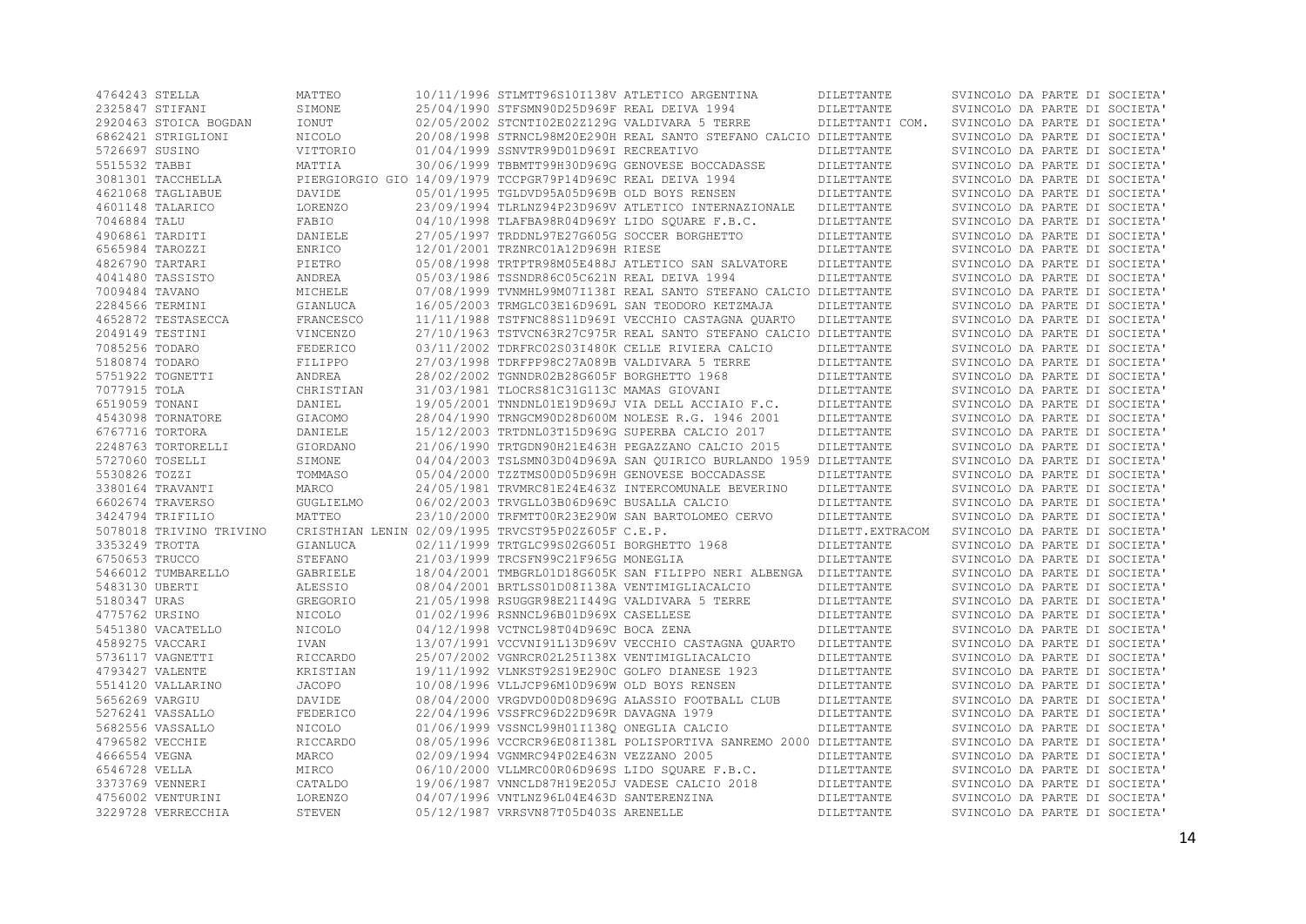| Matricola | Cognome | Nome | Data nascita | Codice fiscale | Società | Tipo | Motivo |
|---|---|---|---|---|---|---|---|
| 4764243 | STELLA | MATTEO | 10/11/1996 | STLMTT96S10I138V | ATLETICO ARGENTINA | DILETTANTE | SVINCOLO DA PARTE DI SOCIETA' |
| 2325847 | STIFANI | SIMONE | 25/04/1990 | STFSMN90D25D969F | REAL DEIVA 1994 | DILETTANTE | SVINCOLO DA PARTE DI SOCIETA' |
| 2920463 | STOICA BOGDAN | IONUT | 02/05/2002 | STCNTI02E02Z129G | VALDIVARA 5 TERRE | DILETTANTI COM. | SVINCOLO DA PARTE DI SOCIETA' |
| 6862421 | STRIGLIONI | NICOLO | 20/08/1998 | STRNCL98M20E290H | REAL SANTO STEFANO CALCIO | DILETTANTE | SVINCOLO DA PARTE DI SOCIETA' |
| 5726697 | SUSINO | VITTORIO | 01/04/1999 | SSNVTR99D01D969I | RECREATIVO | DILETTANTE | SVINCOLO DA PARTE DI SOCIETA' |
| 5515532 | TABBI | MATTIA | 30/06/1999 | TBBMTT99H30D969G | GENOVESE BOCCADASSE | DILETTANTE | SVINCOLO DA PARTE DI SOCIETA' |
| 3081301 | TACCHELLA | PIERGIORGIO GIO | 14/09/1979 | TCCPGR79P14D969C | REAL DEIVA 1994 | DILETTANTE | SVINCOLO DA PARTE DI SOCIETA' |
| 4621068 | TAGLIABUE | DAVIDE | 05/01/1995 | TGLDVD95A05D969B | OLD BOYS RENSEN | DILETTANTE | SVINCOLO DA PARTE DI SOCIETA' |
| 4601148 | TALARICO | LORENZO | 23/09/1994 | TLRLNZ94P23D969V | ATLETICO INTERNAZIONALE | DILETTANTE | SVINCOLO DA PARTE DI SOCIETA' |
| 7046884 | TALU | FABIO | 04/10/1998 | TLAFBA98R04D969Y | LIDO SQUARE F.B.C. | DILETTANTE | SVINCOLO DA PARTE DI SOCIETA' |
| 4906861 | TARDITI | DANIELE | 27/05/1997 | TRDDNL97E27G605G | SOCCER BORGHETTO | DILETTANTE | SVINCOLO DA PARTE DI SOCIETA' |
| 6565984 | TAROZZI | ENRICO | 12/01/2001 | TRZNRC01A12D969H | RIESE | DILETTANTE | SVINCOLO DA PARTE DI SOCIETA' |
| 4826790 | TARTARI | PIETRO | 05/08/1998 | TRTPTR98M05E488J | ATLETICO SAN SALVATORE | DILETTANTE | SVINCOLO DA PARTE DI SOCIETA' |
| 4041480 | TASSISTO | ANDREA | 05/03/1986 | TSSNDR86C05C621N | REAL DEIVA 1994 | DILETTANTE | SVINCOLO DA PARTE DI SOCIETA' |
| 7009484 | TAVANO | MICHELE | 07/08/1999 | TVNMHL99M07I138I | REAL SANTO STEFANO CALCIO | DILETTANTE | SVINCOLO DA PARTE DI SOCIETA' |
| 2284566 | TERMINI | GIANLUCA | 16/05/2003 | TRMGLC03E16D969L | SAN TEODORO KETZMAJA | DILETTANTE | SVINCOLO DA PARTE DI SOCIETA' |
| 4652872 | TESTASECCA | FRANCESCO | 11/11/1988 | TSTFNC88S11D969I | VECCHIO CASTAGNA QUARTO | DILETTANTE | SVINCOLO DA PARTE DI SOCIETA' |
| 2049149 | TESTINI | VINCENZO | 27/10/1963 | TSTVCN63R27C975R | REAL SANTO STEFANO CALCIO | DILETTANTE | SVINCOLO DA PARTE DI SOCIETA' |
| 7085256 | TODARO | FEDERICO | 03/11/2002 | TDRFRC02S03I480K | CELLE RIVIERA CALCIO | DILETTANTE | SVINCOLO DA PARTE DI SOCIETA' |
| 5180874 | TODARO | FILIPPO | 27/03/1998 | TDRFPP98C27A089B | VALDIVARA 5 TERRE | DILETTANTE | SVINCOLO DA PARTE DI SOCIETA' |
| 5751922 | TOGNETTI | ANDREA | 28/02/2002 | TGNNDR02B28G605F | BORGHETTO 1968 | DILETTANTE | SVINCOLO DA PARTE DI SOCIETA' |
| 7077915 | TOLA | CHRISTIAN | 31/03/1981 | TLOCRS81C31G113C | MAMAS GIOVANI | DILETTANTE | SVINCOLO DA PARTE DI SOCIETA' |
| 6519059 | TONANI | DANIEL | 19/05/2001 | TNNDNL01E19D969J | VIA DELL ACCIAIO F.C. | DILETTANTE | SVINCOLO DA PARTE DI SOCIETA' |
| 4543098 | TORNATORE | GIACOMO | 28/04/1990 | TRNGCM90D28D600M | NOLESE R.G. 1946 2001 | DILETTANTE | SVINCOLO DA PARTE DI SOCIETA' |
| 6767716 | TORTORA | DANIELE | 15/12/2003 | TRTDNL03T15D969G | SUPERBA CALCIO 2017 | DILETTANTE | SVINCOLO DA PARTE DI SOCIETA' |
| 2248763 | TORTORELLI | GIORDANO | 21/06/1990 | TRTGDN90H21E463H | PEGAZZANO CALCIO 2015 | DILETTANTE | SVINCOLO DA PARTE DI SOCIETA' |
| 5727060 | TOSELLI | SIMONE | 04/04/2003 | TSLSMN03D04D969A | SAN QUIRICO BURLANDO 1959 | DILETTANTE | SVINCOLO DA PARTE DI SOCIETA' |
| 5530826 | TOZZI | TOMMASO | 05/04/2000 | TZZTMS00D05D969H | GENOVESE BOCCADASSE | DILETTANTE | SVINCOLO DA PARTE DI SOCIETA' |
| 3380164 | TRAVANTI | MARCO | 24/05/1981 | TRVMRC81E24E463Z | INTERCOMUNALE BEVERINO | DILETTANTE | SVINCOLO DA PARTE DI SOCIETA' |
| 6602674 | TRAVERSO | GUGLIELMO | 06/02/2003 | TRVGLL03B06D969C | BUSALLA CALCIO | DILETTANTE | SVINCOLO DA PARTE DI SOCIETA' |
| 3424794 | TRIFILIO | MATTEO | 23/10/2000 | TRFMTT00R23E290W | SAN BARTOLOMEO CERVO | DILETTANTE | SVINCOLO DA PARTE DI SOCIETA' |
| 5078018 | TRIVINO TRIVINO | CRISTHIAN LENIN | 02/09/1995 | TRVCST95P02Z605F | C.E.P. | DILETT.EXTRACOM | SVINCOLO DA PARTE DI SOCIETA' |
| 3353249 | TROTTA | GIANLUCA | 02/11/1999 | TRTGLC99S02G605I | BORGHETTO 1968 | DILETTANTE | SVINCOLO DA PARTE DI SOCIETA' |
| 6750653 | TRUCCO | STEFANO | 21/03/1999 | TRCSFN99C21F965G | MONEGLIA | DILETTANTE | SVINCOLO DA PARTE DI SOCIETA' |
| 5466012 | TUMBARELLO | GABRIELE | 18/04/2001 | TMBGRL01D18G605K | SAN FILIPPO NERI ALBENGA | DILETTANTE | SVINCOLO DA PARTE DI SOCIETA' |
| 5483130 | UBERTI | ALESSIO | 08/04/2001 | BRTLSS01D08I138A | VENTIMIGLIACALCIO | DILETTANTE | SVINCOLO DA PARTE DI SOCIETA' |
| 5180347 | URAS | GREGORIO | 21/05/1998 | RSUGGR98E21I449G | VALDIVARA 5 TERRE | DILETTANTE | SVINCOLO DA PARTE DI SOCIETA' |
| 4775762 | URSINO | NICOLO | 01/02/1996 | RSNNCL96B01D969X | CASELLESE | DILETTANTE | SVINCOLO DA PARTE DI SOCIETA' |
| 5451380 | VACATELLO | NICOLO | 04/12/1998 | VCTNCL98T04D969C | BOCA ZENA | DILETTANTE | SVINCOLO DA PARTE DI SOCIETA' |
| 4589275 | VACCARI | IVAN | 13/07/1991 | VCCVNI91L13D969V | VECCHIO CASTAGNA QUARTO | DILETTANTE | SVINCOLO DA PARTE DI SOCIETA' |
| 5736117 | VAGNETTI | RICCARDO | 25/07/2002 | VGNRCR02L25I138X | VENTIMIGLIACALCIO | DILETTANTE | SVINCOLO DA PARTE DI SOCIETA' |
| 4793427 | VALENTE | KRISTIAN | 19/11/1992 | VLNKST92S19E290C | GOLFO DIANESE 1923 | DILETTANTE | SVINCOLO DA PARTE DI SOCIETA' |
| 5514120 | VALLARINO | JACOPO | 10/08/1996 | VLLJCP96M10D969W | OLD BOYS RENSEN | DILETTANTE | SVINCOLO DA PARTE DI SOCIETA' |
| 5656269 | VARGIU | DAVIDE | 08/04/2000 | VRGDVD00D08D969G | ALASSIO FOOTBALL CLUB | DILETTANTE | SVINCOLO DA PARTE DI SOCIETA' |
| 5276241 | VASSALLO | FEDERICO | 22/04/1996 | VSSFRC96D22D969R | DAVAGNA 1979 | DILETTANTE | SVINCOLO DA PARTE DI SOCIETA' |
| 5682556 | VASSALLO | NICOLO | 01/06/1999 | VSSNCL99H01I138Q | ONEGLIA CALCIO | DILETTANTE | SVINCOLO DA PARTE DI SOCIETA' |
| 4796582 | VECCHIE | RICCARDO | 08/05/1996 | VCCRCR96E08I138L | POLISPORTIVA SANREMO 2000 | DILETTANTE | SVINCOLO DA PARTE DI SOCIETA' |
| 4666554 | VEGNA | MARCO | 02/09/1994 | VGNMRC94P02E463N | VEZZANO 2005 | DILETTANTE | SVINCOLO DA PARTE DI SOCIETA' |
| 6546728 | VELLA | MIRCO | 06/10/2000 | VLLMRC00R06D969S | LIDO SQUARE F.B.C. | DILETTANTE | SVINCOLO DA PARTE DI SOCIETA' |
| 3373769 | VENNERI | CATALDO | 19/06/1987 | VNNCLD87H19E205J | VADESE CALCIO 2018 | DILETTANTE | SVINCOLO DA PARTE DI SOCIETA' |
| 4756002 | VENTURINI | LORENZO | 04/07/1996 | VNTLNZ96L04E463D | SANTERENZINA | DILETTANTE | SVINCOLO DA PARTE DI SOCIETA' |
| 3229728 | VERRECCHIA | STEVEN | 05/12/1987 | VRRSVN87T05D403S | ARENELLE | DILETTANTE | SVINCOLO DA PARTE DI SOCIETA' |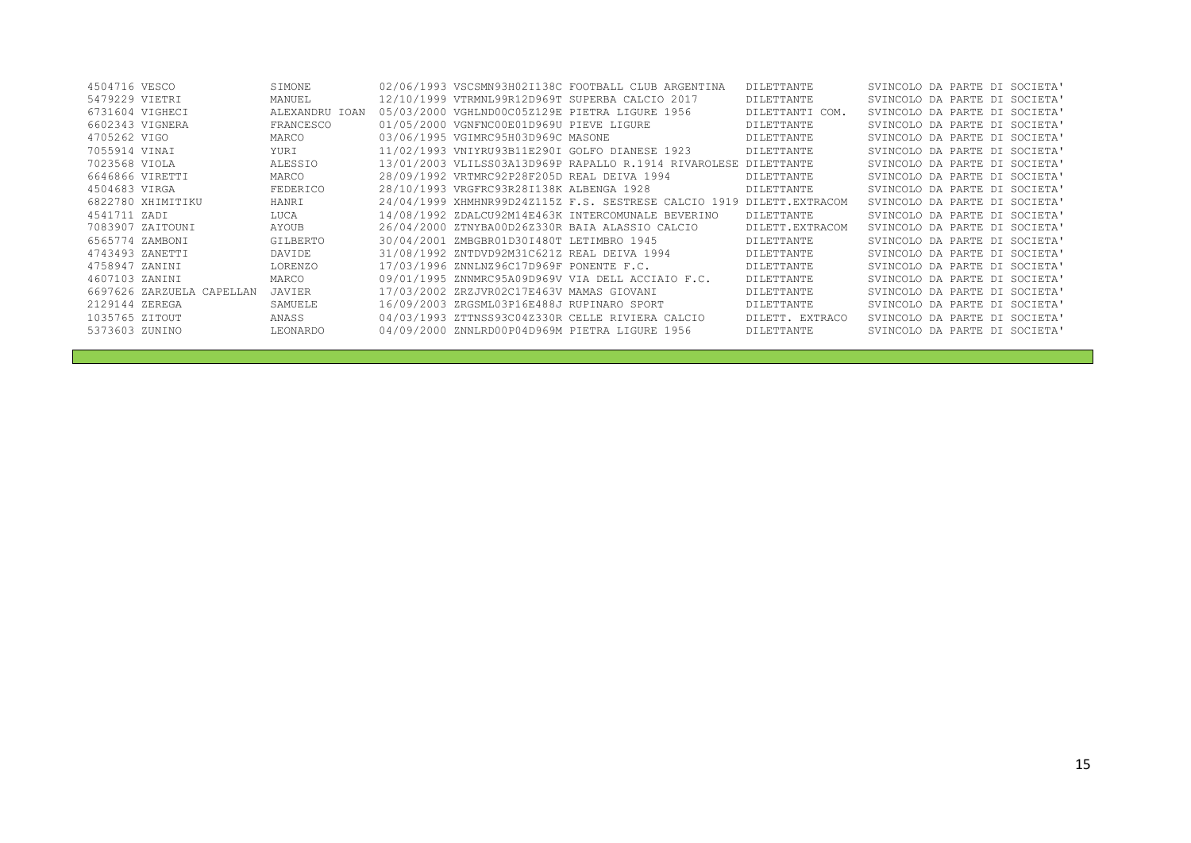| | | | | | | | |
|---|---|---|---|---|---|---|---|
| 4504716 | VESCO | SIMONE | 02/06/1993 | VSCSMN93H02I138C | FOOTBALL CLUB ARGENTINA | DILETTANTE | SVINCOLO DA PARTE DI SOCIETA' |
| 5479229 | VIETRI | MANUEL | 12/10/1999 | VTRMNL99R12D969T | SUPERBA CALCIO 2017 | DILETTANTE | SVINCOLO DA PARTE DI SOCIETA' |
| 6731604 | VIGHECI | ALEXANDRU IOAN | 05/03/2000 | VGHLND00C05Z129E | PIETRA LIGURE 1956 | DILETTANTI COM. | SVINCOLO DA PARTE DI SOCIETA' |
| 6602343 | VIGNERA | FRANCESCO | 01/05/2000 | VGNFNC00E01D969U | PIEVE LIGURE | DILETTANTE | SVINCOLO DA PARTE DI SOCIETA' |
| 4705262 | VIGO | MARCO | 03/06/1995 | VGIMRC95H03D969C | MASONE | DILETTANTE | SVINCOLO DA PARTE DI SOCIETA' |
| 7055914 | VINAI | YURI | 11/02/1993 | VNIYRU93B11E290I | GOLFO DIANESE 1923 | DILETTANTE | SVINCOLO DA PARTE DI SOCIETA' |
| 7023568 | VIOLA | ALESSIO | 13/01/2003 | VLILSS03A13D969P | RAPALLO R.1914 RIVAROLESE | DILETTANTE | SVINCOLO DA PARTE DI SOCIETA' |
| 6646866 | VIRETTI | MARCO | 28/09/1992 | VRTMRC92P28F205D | REAL DEIVA 1994 | DILETTANTE | SVINCOLO DA PARTE DI SOCIETA' |
| 4504683 | VIRGA | FEDERICO | 28/10/1993 | VRGFRC93R28I138K | ALBENGA 1928 | DILETTANTE | SVINCOLO DA PARTE DI SOCIETA' |
| 6822780 | XHIMITIKU | HANRI | 24/04/1999 | XHMHNR99D24Z115Z | F.S. SESTRESE CALCIO 1919 | DILETT.EXTRACOM | SVINCOLO DA PARTE DI SOCIETA' |
| 4541711 | ZADI | LUCA | 14/08/1992 | ZDALCU92M14E463K | INTERCOMUNALE BEVERINO | DILETTANTE | SVINCOLO DA PARTE DI SOCIETA' |
| 7083907 | ZAITOUNI | AYOUB | 26/04/2000 | ZTNYBA00D26Z330R | BAIA ALASSIO CALCIO | DILETT.EXTRACOM | SVINCOLO DA PARTE DI SOCIETA' |
| 6565774 | ZAMBONI | GILBERTO | 30/04/2001 | ZMBGBR01D30I480T | LETIMBRO 1945 | DILETTANTE | SVINCOLO DA PARTE DI SOCIETA' |
| 4743493 | ZANETTI | DAVIDE | 31/08/1992 | ZNTDVD92M31C621Z | REAL DEIVA 1994 | DILETTANTE | SVINCOLO DA PARTE DI SOCIETA' |
| 4758947 | ZANINI | LORENZO | 17/03/1996 | ZNNLNZ96C17D969F | PONENTE F.C. | DILETTANTE | SVINCOLO DA PARTE DI SOCIETA' |
| 4607103 | ZANINI | MARCO | 09/01/1995 | ZNNMRC95A09D969V | VIA DELL ACCIAIO F.C. | DILETTANTE | SVINCOLO DA PARTE DI SOCIETA' |
| 6697626 | ZARZUELA CAPELLAN | JAVIER | 17/03/2002 | ZRZJVR02C17E463V | MAMAS GIOVANI | DILETTANTE | SVINCOLO DA PARTE DI SOCIETA' |
| 2129144 | ZEREGA | SAMUELE | 16/09/2003 | ZRGSML03P16E488J | RUPINARO SPORT | DILETTANTE | SVINCOLO DA PARTE DI SOCIETA' |
| 1035765 | ZITOUT | ANASS | 04/03/1993 | ZTTNSS93C04Z330R | CELLE RIVIERA CALCIO | DILETT. EXTRACO | SVINCOLO DA PARTE DI SOCIETA' |
| 5373603 | ZUNINO | LEONARDO | 04/09/2000 | ZNNLRD00P04D969M | PIETRA LIGURE 1956 | DILETTANTE | SVINCOLO DA PARTE DI SOCIETA' |